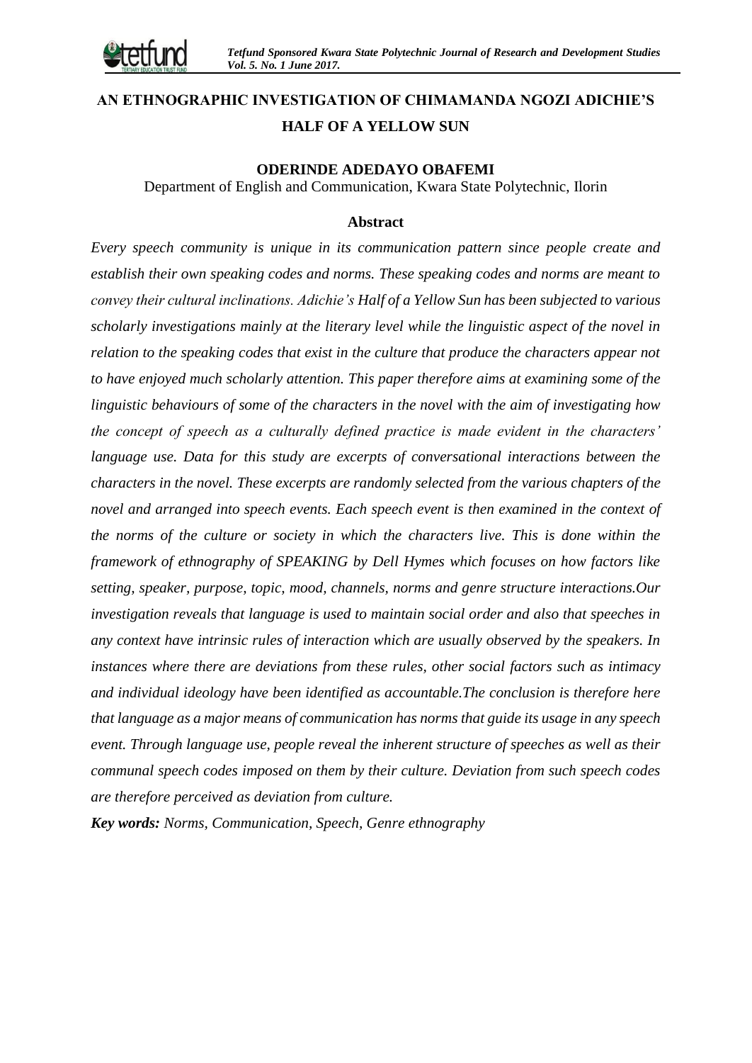# AN ETHNOGRAPHIC INVESTIGATION OF CHIMAMANDA NGOZI ADICHIE'S HALF OF A YELLOW SUN

**ODERINDE ADEDAYO OBAFEMI**

Department of English and Communication, Kwara State Polytechnic, Ilorin

## Abstract

*Every speech community is unique in its communication pattern since people create and establish their own speaking codes and norms. These speaking codes and norms are meant to convey their cultural inclinations. Adichie's Half of a Yellow Sun has been subjected to various scholarly investigations mainly at the literary level while the linguistic aspect of the novel in relation to the speaking codes that exist in the culture that produce the characters appear not to have enjoyed much scholarly attention. This paper therefore aims at examining some of the linguistic behaviours of some of the characters in the novel with the aim of investigating how the concept of speech as a culturally defined practice is made evident in the characters' language use. Data for this study are excerpts of conversational interactions between the characters in the novel. These excerpts are randomly selected from the various chapters of the novel and arranged into speech events. Each speech event is then examined in the context of the norms of the culture or society in which the characters live. This is done within the framework of ethnography of SPEAKING by Dell Hymes which focuses on how factors like setting, speaker, purpose, topic, mood, channels, norms and genre structure interactions.Our investigation reveals that language is used to maintain social order and also that speeches in any context have intrinsic rules of interaction which are usually observed by the speakers. In instances where there are deviations from these rules, other social factors such as intimacy and individual ideology have been identified as accountable.The conclusion is therefore here that language as a major means of communication has norms that guide its usage in any speech event. Through language use, people reveal the inherent structure of speeches as well as their communal speech codes imposed on them by their culture. Deviation from such speech codes are therefore perceived as deviation from culture.*

***Key words:*** *Norms, Communication, Speech, Genre ethnography*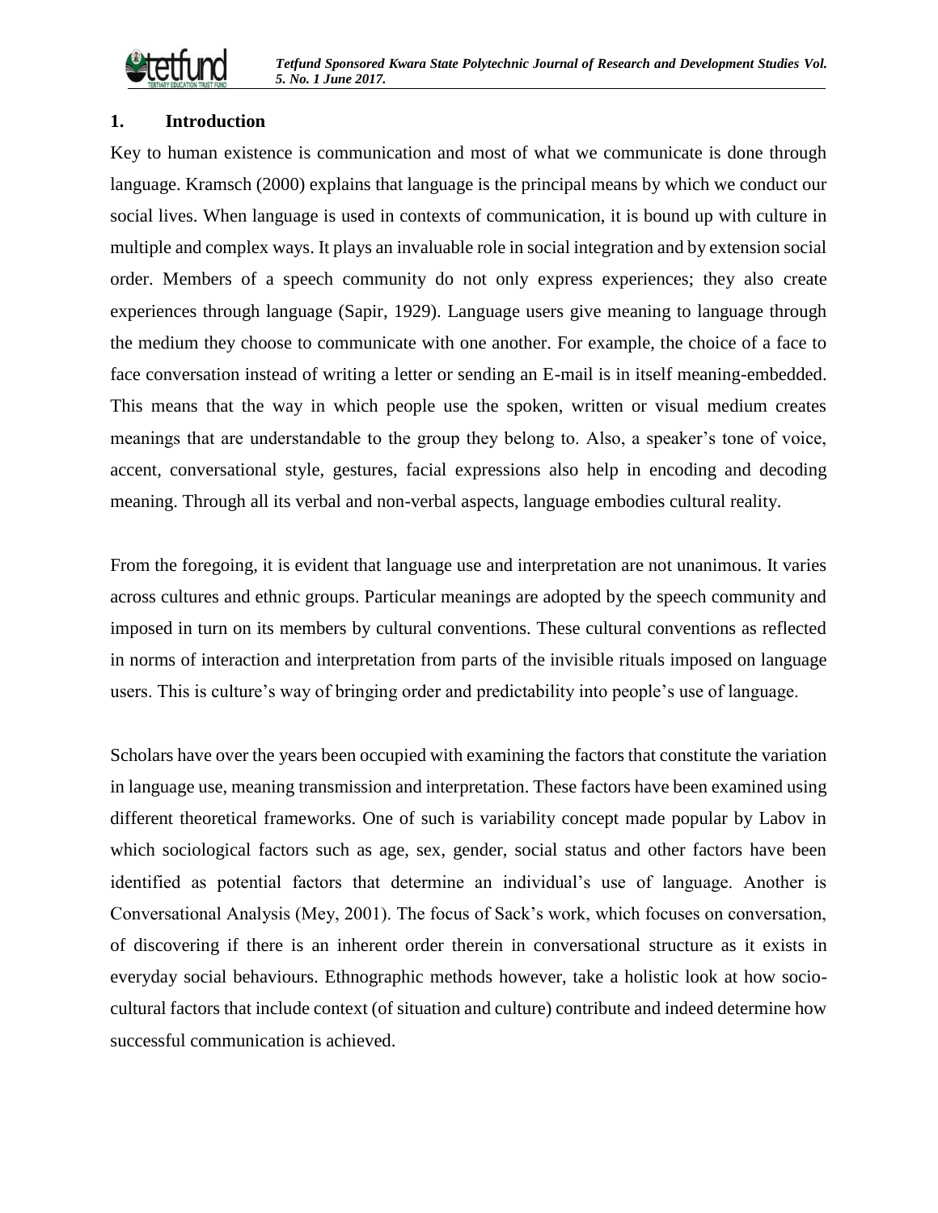## 1. Introduction

Key to human existence is communication and most of what we communicate is done through language. Kramsch (2000) explains that language is the principal means by which we conduct our social lives. When language is used in contexts of communication, it is bound up with culture in multiple and complex ways. It plays an invaluable role in social integration and by extension social order. Members of a speech community do not only express experiences; they also create experiences through language (Sapir, 1929). Language users give meaning to language through the medium they choose to communicate with one another. For example, the choice of a face to face conversation instead of writing a letter or sending an E-mail is in itself meaning-embedded. This means that the way in which people use the spoken, written or visual medium creates meanings that are understandable to the group they belong to. Also, a speaker's tone of voice, accent, conversational style, gestures, facial expressions also help in encoding and decoding meaning. Through all its verbal and non-verbal aspects, language embodies cultural reality.

From the foregoing, it is evident that language use and interpretation are not unanimous. It varies across cultures and ethnic groups. Particular meanings are adopted by the speech community and imposed in turn on its members by cultural conventions. These cultural conventions as reflected in norms of interaction and interpretation from parts of the invisible rituals imposed on language users. This is culture's way of bringing order and predictability into people's use of language.

Scholars have over the years been occupied with examining the factors that constitute the variation in language use, meaning transmission and interpretation. These factors have been examined using different theoretical frameworks. One of such is variability concept made popular by Labov in which sociological factors such as age, sex, gender, social status and other factors have been identified as potential factors that determine an individual's use of language. Another is Conversational Analysis (Mey, 2001). The focus of Sack's work, which focuses on conversation, of discovering if there is an inherent order therein in conversational structure as it exists in everyday social behaviours. Ethnographic methods however, take a holistic look at how socio-cultural factors that include context (of situation and culture) contribute and indeed determine how successful communication is achieved.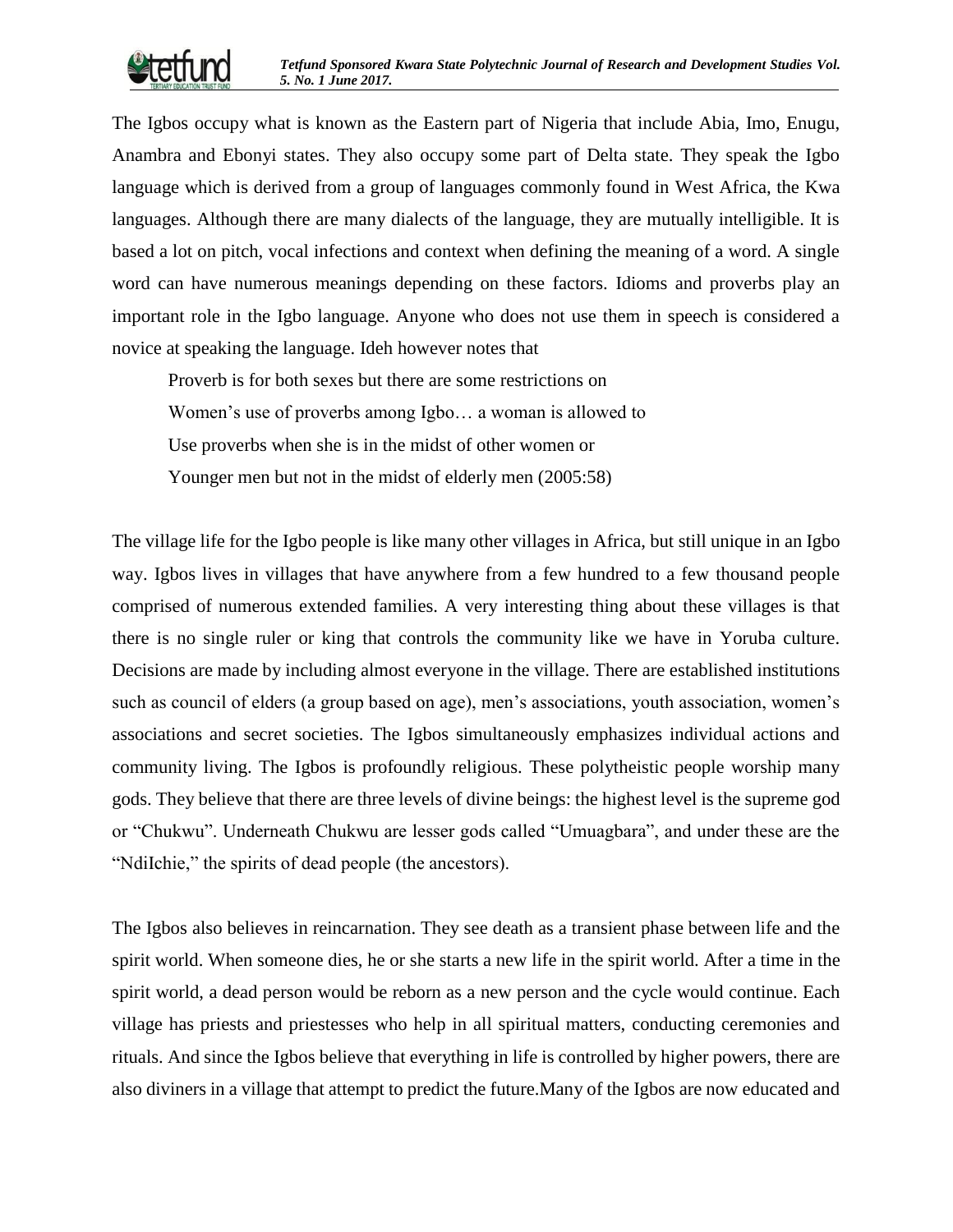The Igbos occupy what is known as the Eastern part of Nigeria that include Abia, Imo, Enugu, Anambra and Ebonyi states. They also occupy some part of Delta state. They speak the Igbo language which is derived from a group of languages commonly found in West Africa, the Kwa languages. Although there are many dialects of the language, they are mutually intelligible. It is based a lot on pitch, vocal infections and context when defining the meaning of a word. A single word can have numerous meanings depending on these factors. Idioms and proverbs play an important role in the Igbo language. Anyone who does not use them in speech is considered a novice at speaking the language. Ideh however notes that

> Proverb is for both sexes but there are some restrictions on
> Women's use of proverbs among Igbo… a woman is allowed to
> Use proverbs when she is in the midst of other women or
> Younger men but not in the midst of elderly men (2005:58)

The village life for the Igbo people is like many other villages in Africa, but still unique in an Igbo way. Igbos lives in villages that have anywhere from a few hundred to a few thousand people comprised of numerous extended families. A very interesting thing about these villages is that there is no single ruler or king that controls the community like we have in Yoruba culture. Decisions are made by including almost everyone in the village. There are established institutions such as council of elders (a group based on age), men's associations, youth association, women's associations and secret societies. The Igbos simultaneously emphasizes individual actions and community living. The Igbos is profoundly religious. These polytheistic people worship many gods. They believe that there are three levels of divine beings: the highest level is the supreme god or "Chukwu". Underneath Chukwu are lesser gods called "Umuagbara", and under these are the "NdiIchie," the spirits of dead people (the ancestors).

The Igbos also believes in reincarnation. They see death as a transient phase between life and the spirit world. When someone dies, he or she starts a new life in the spirit world. After a time in the spirit world, a dead person would be reborn as a new person and the cycle would continue. Each village has priests and priestesses who help in all spiritual matters, conducting ceremonies and rituals. And since the Igbos believe that everything in life is controlled by higher powers, there are also diviners in a village that attempt to predict the future.Many of the Igbos are now educated and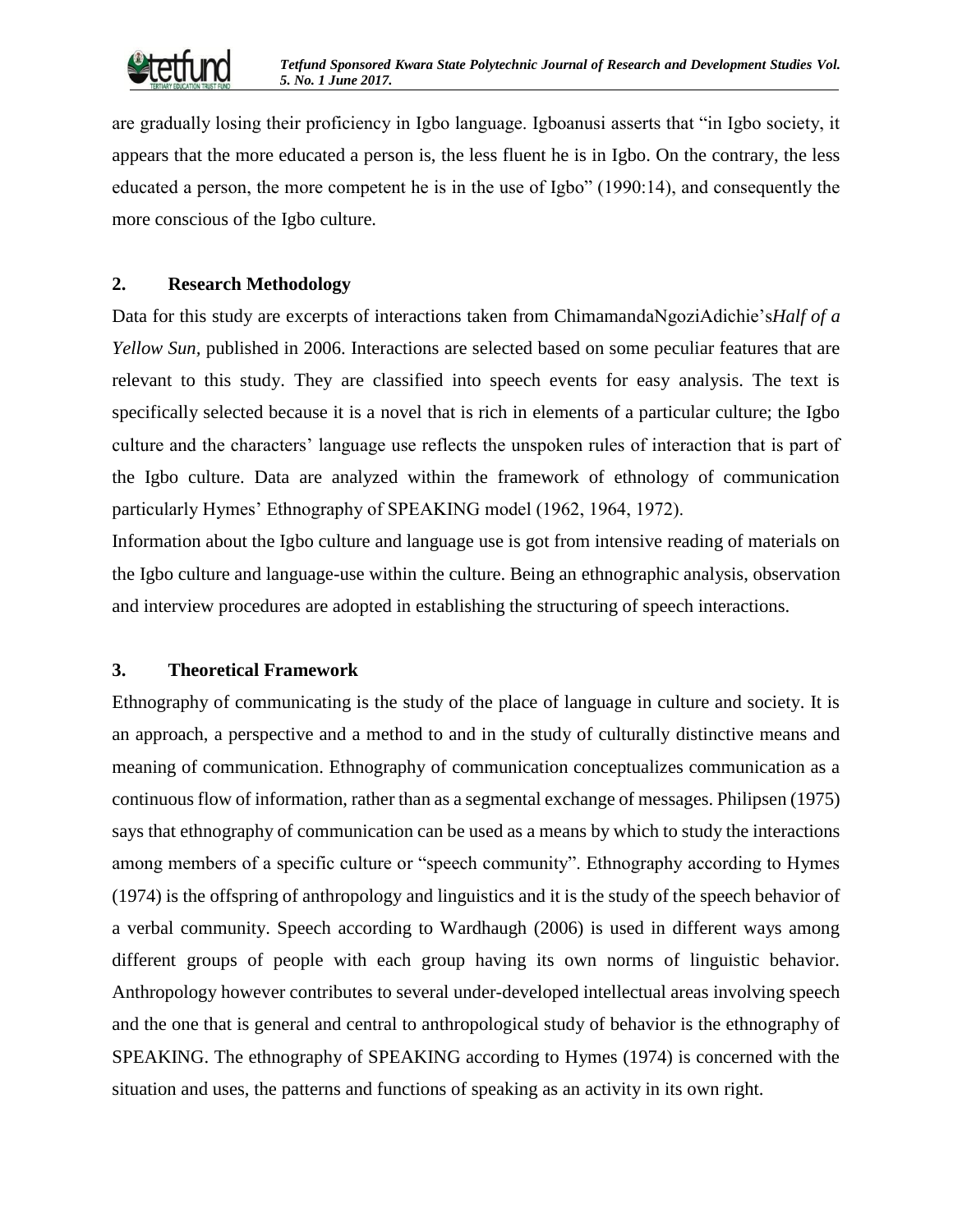are gradually losing their proficiency in Igbo language. Igboanusi asserts that "in Igbo society, it appears that the more educated a person is, the less fluent he is in Igbo. On the contrary, the less educated a person, the more competent he is in the use of Igbo" (1990:14), and consequently the more conscious of the Igbo culture.

## 2. Research Methodology

Data for this study are excerpts of interactions taken from ChimamandaNgoziAdichie's*Half of a Yellow Sun,* published in 2006. Interactions are selected based on some peculiar features that are relevant to this study. They are classified into speech events for easy analysis. The text is specifically selected because it is a novel that is rich in elements of a particular culture; the Igbo culture and the characters' language use reflects the unspoken rules of interaction that is part of the Igbo culture. Data are analyzed within the framework of ethnology of communication particularly Hymes' Ethnography of SPEAKING model (1962, 1964, 1972).

Information about the Igbo culture and language use is got from intensive reading of materials on the Igbo culture and language-use within the culture. Being an ethnographic analysis, observation and interview procedures are adopted in establishing the structuring of speech interactions.

## 3. Theoretical Framework

Ethnography of communicating is the study of the place of language in culture and society. It is an approach, a perspective and a method to and in the study of culturally distinctive means and meaning of communication. Ethnography of communication conceptualizes communication as a continuous flow of information, rather than as a segmental exchange of messages. Philipsen (1975) says that ethnography of communication can be used as a means by which to study the interactions among members of a specific culture or "speech community". Ethnography according to Hymes (1974) is the offspring of anthropology and linguistics and it is the study of the speech behavior of a verbal community. Speech according to Wardhaugh (2006) is used in different ways among different groups of people with each group having its own norms of linguistic behavior. Anthropology however contributes to several under-developed intellectual areas involving speech and the one that is general and central to anthropological study of behavior is the ethnography of SPEAKING. The ethnography of SPEAKING according to Hymes (1974) is concerned with the situation and uses, the patterns and functions of speaking as an activity in its own right.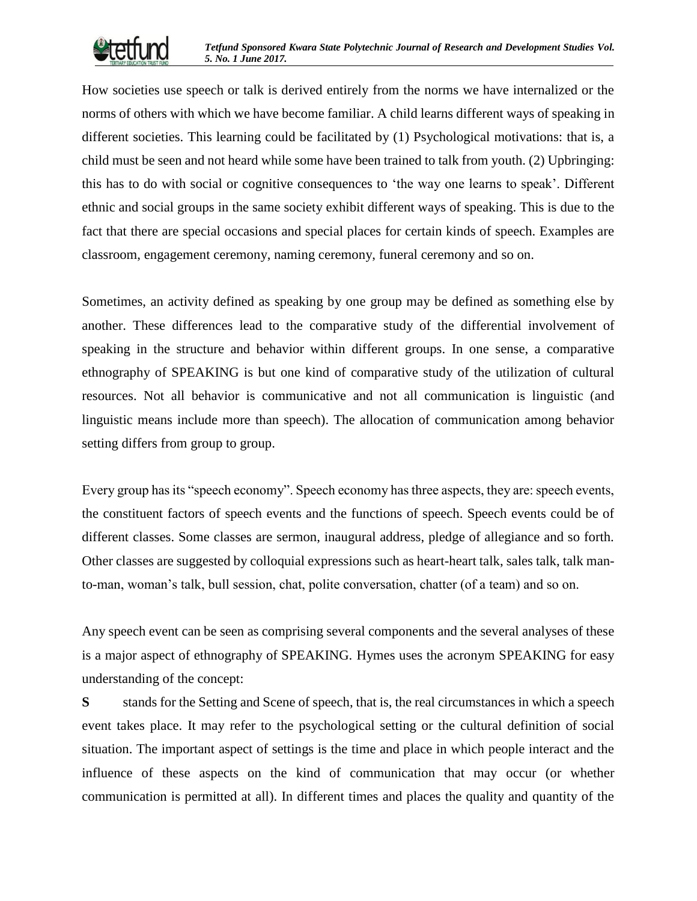How societies use speech or talk is derived entirely from the norms we have internalized or the norms of others with which we have become familiar. A child learns different ways of speaking in different societies. This learning could be facilitated by (1) Psychological motivations: that is, a child must be seen and not heard while some have been trained to talk from youth. (2) Upbringing: this has to do with social or cognitive consequences to 'the way one learns to speak'. Different ethnic and social groups in the same society exhibit different ways of speaking. This is due to the fact that there are special occasions and special places for certain kinds of speech. Examples are classroom, engagement ceremony, naming ceremony, funeral ceremony and so on.

Sometimes, an activity defined as speaking by one group may be defined as something else by another. These differences lead to the comparative study of the differential involvement of speaking in the structure and behavior within different groups. In one sense, a comparative ethnography of SPEAKING is but one kind of comparative study of the utilization of cultural resources. Not all behavior is communicative and not all communication is linguistic (and linguistic means include more than speech). The allocation of communication among behavior setting differs from group to group.

Every group has its "speech economy". Speech economy has three aspects, they are: speech events, the constituent factors of speech events and the functions of speech. Speech events could be of different classes. Some classes are sermon, inaugural address, pledge of allegiance and so forth. Other classes are suggested by colloquial expressions such as heart-heart talk, sales talk, talk man-to-man, woman's talk, bull session, chat, polite conversation, chatter (of a team) and so on.

Any speech event can be seen as comprising several components and the several analyses of these is a major aspect of ethnography of SPEAKING. Hymes uses the acronym SPEAKING for easy understanding of the concept:

**S** stands for the Setting and Scene of speech, that is, the real circumstances in which a speech event takes place. It may refer to the psychological setting or the cultural definition of social situation. The important aspect of settings is the time and place in which people interact and the influence of these aspects on the kind of communication that may occur (or whether communication is permitted at all). In different times and places the quality and quantity of the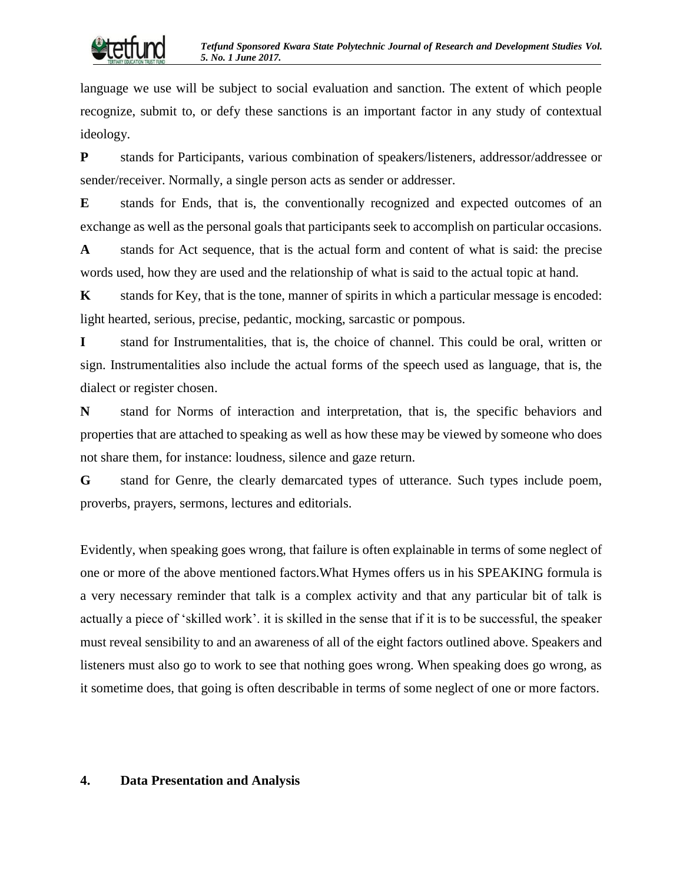language we use will be subject to social evaluation and sanction. The extent of which people recognize, submit to, or defy these sanctions is an important factor in any study of contextual ideology.

**P** stands for Participants, various combination of speakers/listeners, addressor/addressee or sender/receiver. Normally, a single person acts as sender or addresser.

**E** stands for Ends, that is, the conventionally recognized and expected outcomes of an exchange as well as the personal goals that participants seek to accomplish on particular occasions.

**A** stands for Act sequence, that is the actual form and content of what is said: the precise words used, how they are used and the relationship of what is said to the actual topic at hand.

**K** stands for Key, that is the tone, manner of spirits in which a particular message is encoded: light hearted, serious, precise, pedantic, mocking, sarcastic or pompous.

**I** stand for Instrumentalities, that is, the choice of channel. This could be oral, written or sign. Instrumentalities also include the actual forms of the speech used as language, that is, the dialect or register chosen.

**N** stand for Norms of interaction and interpretation, that is, the specific behaviors and properties that are attached to speaking as well as how these may be viewed by someone who does not share them, for instance: loudness, silence and gaze return.

**G** stand for Genre, the clearly demarcated types of utterance. Such types include poem, proverbs, prayers, sermons, lectures and editorials.

Evidently, when speaking goes wrong, that failure is often explainable in terms of some neglect of one or more of the above mentioned factors.What Hymes offers us in his SPEAKING formula is a very necessary reminder that talk is a complex activity and that any particular bit of talk is actually a piece of 'skilled work'. it is skilled in the sense that if it is to be successful, the speaker must reveal sensibility to and an awareness of all of the eight factors outlined above. Speakers and listeners must also go to work to see that nothing goes wrong. When speaking does go wrong, as it sometime does, that going is often describable in terms of some neglect of one or more factors.

## 4. Data Presentation and Analysis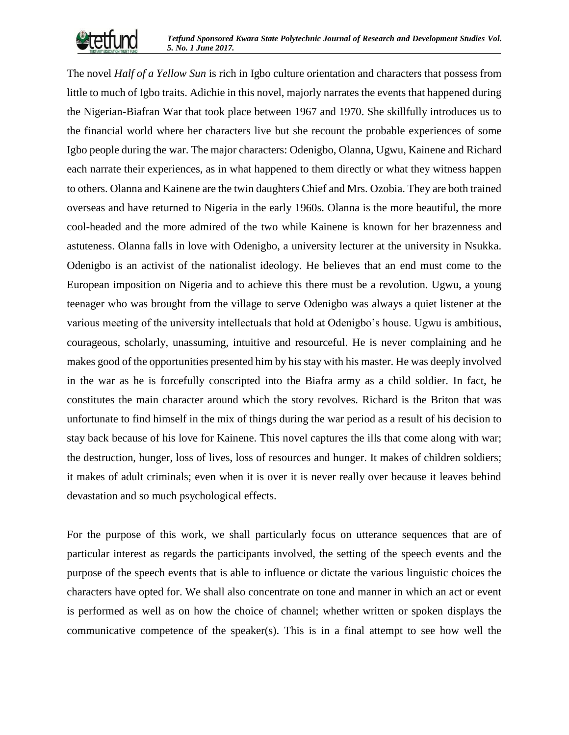The novel *Half of a Yellow Sun* is rich in Igbo culture orientation and characters that possess from little to much of Igbo traits. Adichie in this novel, majorly narrates the events that happened during the Nigerian-Biafran War that took place between 1967 and 1970. She skillfully introduces us to the financial world where her characters live but she recount the probable experiences of some Igbo people during the war. The major characters: Odenigbo, Olanna, Ugwu, Kainene and Richard each narrate their experiences, as in what happened to them directly or what they witness happen to others. Olanna and Kainene are the twin daughters Chief and Mrs. Ozobia. They are both trained overseas and have returned to Nigeria in the early 1960s. Olanna is the more beautiful, the more cool-headed and the more admired of the two while Kainene is known for her brazenness and astuteness. Olanna falls in love with Odenigbo, a university lecturer at the university in Nsukka. Odenigbo is an activist of the nationalist ideology. He believes that an end must come to the European imposition on Nigeria and to achieve this there must be a revolution. Ugwu, a young teenager who was brought from the village to serve Odenigbo was always a quiet listener at the various meeting of the university intellectuals that hold at Odenigbo's house. Ugwu is ambitious, courageous, scholarly, unassuming, intuitive and resourceful. He is never complaining and he makes good of the opportunities presented him by his stay with his master. He was deeply involved in the war as he is forcefully conscripted into the Biafra army as a child soldier. In fact, he constitutes the main character around which the story revolves. Richard is the Briton that was unfortunate to find himself in the mix of things during the war period as a result of his decision to stay back because of his love for Kainene. This novel captures the ills that come along with war; the destruction, hunger, loss of lives, loss of resources and hunger. It makes of children soldiers; it makes of adult criminals; even when it is over it is never really over because it leaves behind devastation and so much psychological effects.

For the purpose of this work, we shall particularly focus on utterance sequences that are of particular interest as regards the participants involved, the setting of the speech events and the purpose of the speech events that is able to influence or dictate the various linguistic choices the characters have opted for. We shall also concentrate on tone and manner in which an act or event is performed as well as on how the choice of channel; whether written or spoken displays the communicative competence of the speaker(s). This is in a final attempt to see how well the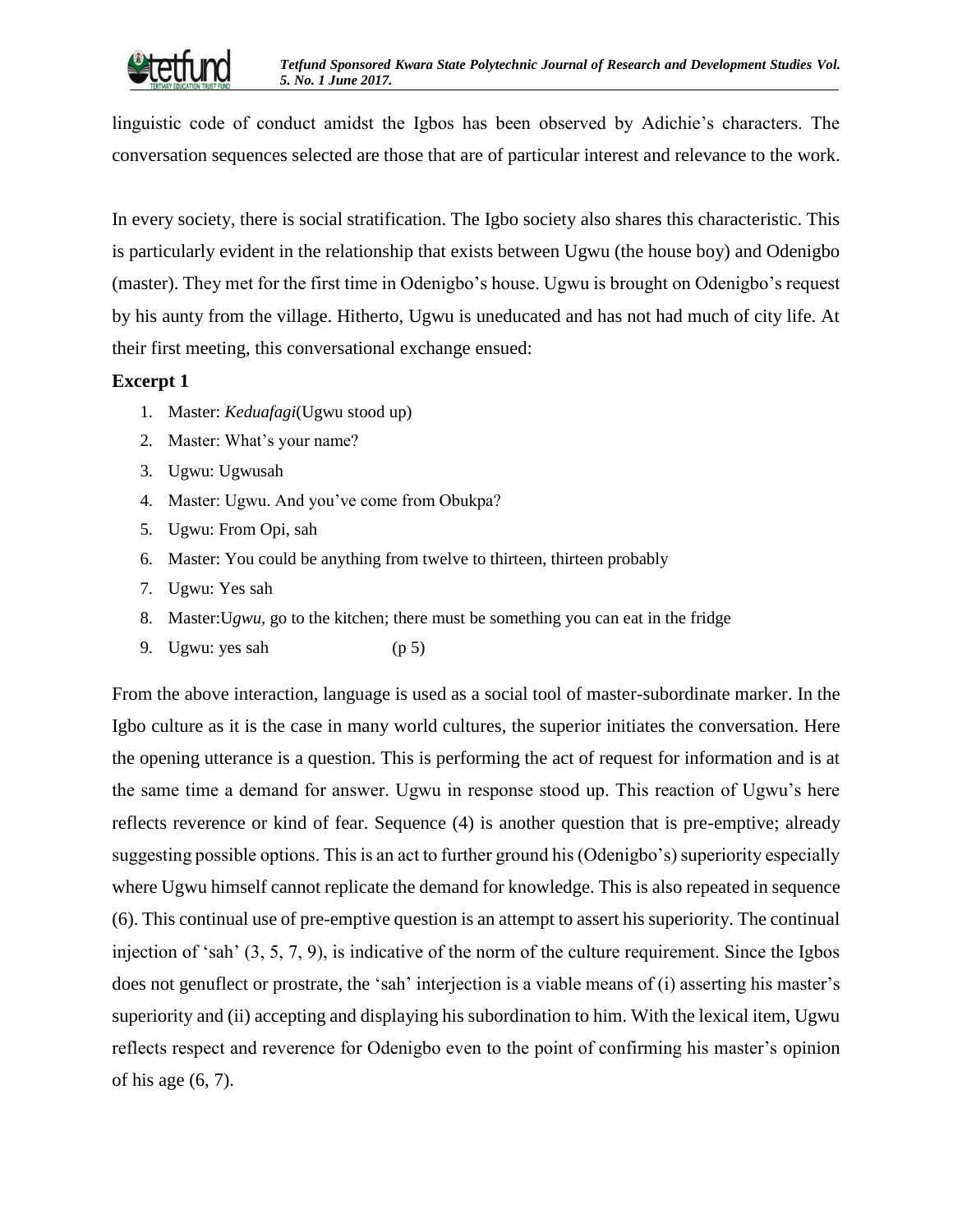linguistic code of conduct amidst the Igbos has been observed by Adichie's characters. The conversation sequences selected are those that are of particular interest and relevance to the work.

In every society, there is social stratification. The Igbo society also shares this characteristic. This is particularly evident in the relationship that exists between Ugwu (the house boy) and Odenigbo (master). They met for the first time in Odenigbo's house. Ugwu is brought on Odenigbo's request by his aunty from the village. Hitherto, Ugwu is uneducated and has not had much of city life. At their first meeting, this conversational exchange ensued:

**Excerpt 1**

1. Master: *Keduafagi*(Ugwu stood up)
2. Master: What's your name?
3. Ugwu: Ugwusah
4. Master: Ugwu. And you've come from Obukpa?
5. Ugwu: From Opi, sah
6. Master: You could be anything from twelve to thirteen, thirteen probably
7. Ugwu: Yes sah
8. Master:U*gwu,* go to the kitchen; there must be something you can eat in the fridge
9. Ugwu: yes sah (p 5)

From the above interaction, language is used as a social tool of master-subordinate marker. In the Igbo culture as it is the case in many world cultures, the superior initiates the conversation. Here the opening utterance is a question. This is performing the act of request for information and is at the same time a demand for answer. Ugwu in response stood up. This reaction of Ugwu's here reflects reverence or kind of fear. Sequence (4) is another question that is pre-emptive; already suggesting possible options. This is an act to further ground his (Odenigbo's) superiority especially where Ugwu himself cannot replicate the demand for knowledge. This is also repeated in sequence (6). This continual use of pre-emptive question is an attempt to assert his superiority. The continual injection of 'sah' (3, 5, 7, 9), is indicative of the norm of the culture requirement. Since the Igbos does not genuflect or prostrate, the 'sah' interjection is a viable means of (i) asserting his master's superiority and (ii) accepting and displaying his subordination to him. With the lexical item, Ugwu reflects respect and reverence for Odenigbo even to the point of confirming his master's opinion of his age (6, 7).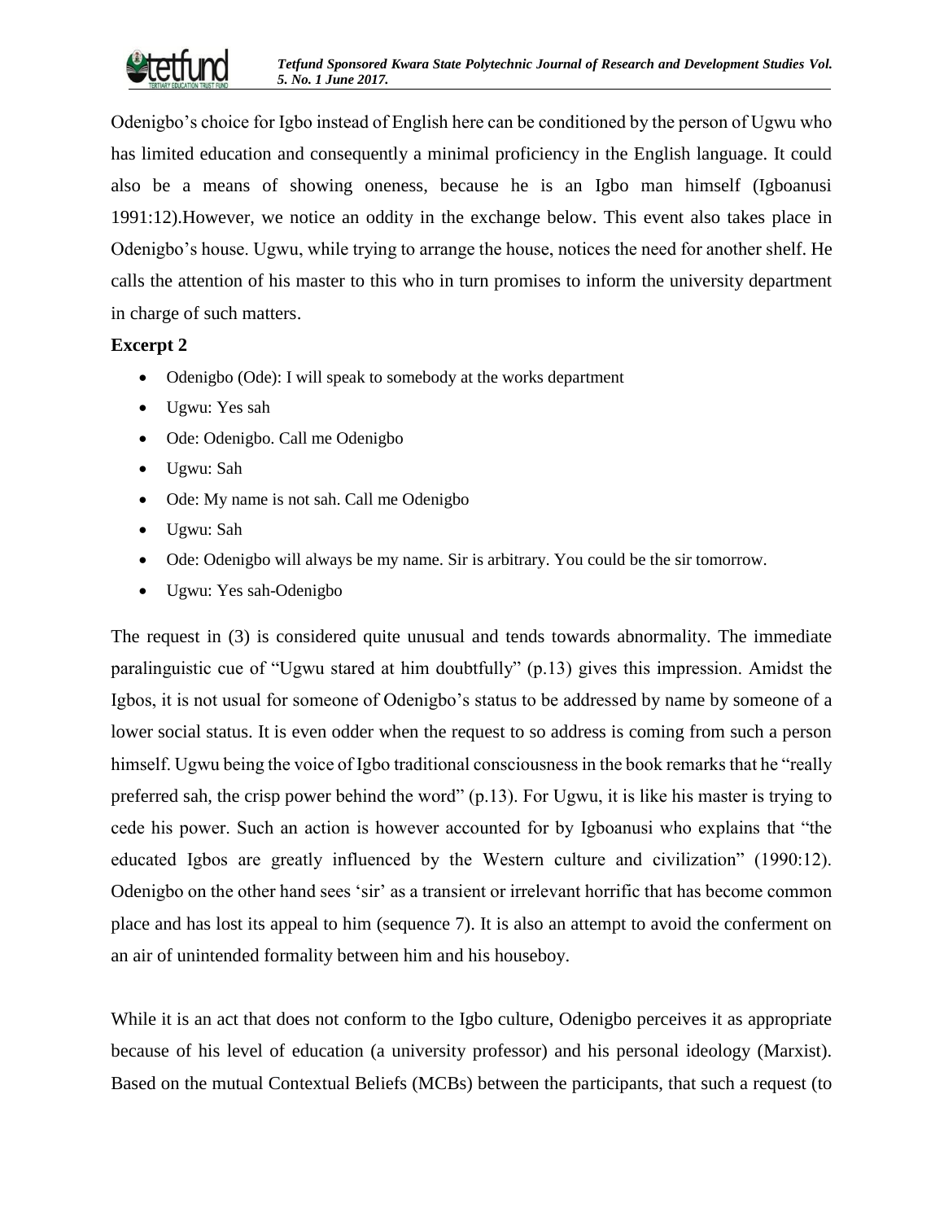Odenigbo's choice for Igbo instead of English here can be conditioned by the person of Ugwu who has limited education and consequently a minimal proficiency in the English language. It could also be a means of showing oneness, because he is an Igbo man himself (Igboanusi 1991:12).However, we notice an oddity in the exchange below. This event also takes place in Odenigbo's house. Ugwu, while trying to arrange the house, notices the need for another shelf. He calls the attention of his master to this who in turn promises to inform the university department in charge of such matters.

**Excerpt 2**

- Odenigbo (Ode): I will speak to somebody at the works department
- Ugwu: Yes sah
- Ode: Odenigbo. Call me Odenigbo
- Ugwu: Sah
- Ode: My name is not sah. Call me Odenigbo
- Ugwu: Sah
- Ode: Odenigbo will always be my name. Sir is arbitrary. You could be the sir tomorrow.
- Ugwu: Yes sah-Odenigbo

The request in (3) is considered quite unusual and tends towards abnormality. The immediate paralinguistic cue of "Ugwu stared at him doubtfully" (p.13) gives this impression. Amidst the Igbos, it is not usual for someone of Odenigbo's status to be addressed by name by someone of a lower social status. It is even odder when the request to so address is coming from such a person himself. Ugwu being the voice of Igbo traditional consciousness in the book remarks that he "really preferred sah, the crisp power behind the word" (p.13). For Ugwu, it is like his master is trying to cede his power. Such an action is however accounted for by Igboanusi who explains that "the educated Igbos are greatly influenced by the Western culture and civilization" (1990:12). Odenigbo on the other hand sees 'sir' as a transient or irrelevant horrific that has become common place and has lost its appeal to him (sequence 7). It is also an attempt to avoid the conferment on an air of unintended formality between him and his houseboy.

While it is an act that does not conform to the Igbo culture, Odenigbo perceives it as appropriate because of his level of education (a university professor) and his personal ideology (Marxist). Based on the mutual Contextual Beliefs (MCBs) between the participants, that such a request (to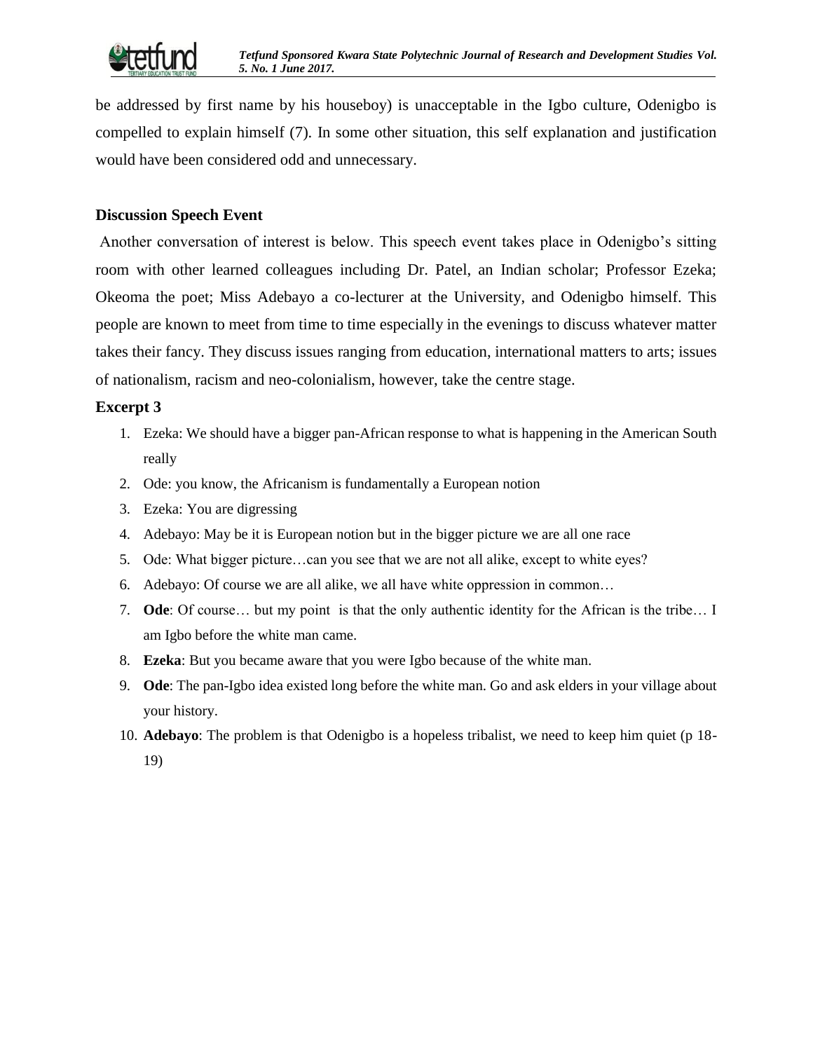be addressed by first name by his houseboy) is unacceptable in the Igbo culture, Odenigbo is compelled to explain himself (7). In some other situation, this self explanation and justification would have been considered odd and unnecessary.

### Discussion Speech Event

Another conversation of interest is below. This speech event takes place in Odenigbo's sitting room with other learned colleagues including Dr. Patel, an Indian scholar; Professor Ezeka; Okeoma the poet; Miss Adebayo a co-lecturer at the University, and Odenigbo himself. This people are known to meet from time to time especially in the evenings to discuss whatever matter takes their fancy. They discuss issues ranging from education, international matters to arts; issues of nationalism, racism and neo-colonialism, however, take the centre stage.

### Excerpt 3

1. Ezeka: We should have a bigger pan-African response to what is happening in the American South really
2. Ode: you know, the Africanism is fundamentally a European notion
3. Ezeka: You are digressing
4. Adebayo: May be it is European notion but in the bigger picture we are all one race
5. Ode: What bigger picture…can you see that we are not all alike, except to white eyes?
6. Adebayo: Of course we are all alike, we all have white oppression in common…
7. **Ode**: Of course… but my point is that the only authentic identity for the African is the tribe… I am Igbo before the white man came.
8. **Ezeka**: But you became aware that you were Igbo because of the white man.
9. **Ode**: The pan-Igbo idea existed long before the white man. Go and ask elders in your village about your history.
10. **Adebayo**: The problem is that Odenigbo is a hopeless tribalist, we need to keep him quiet (p 18-19)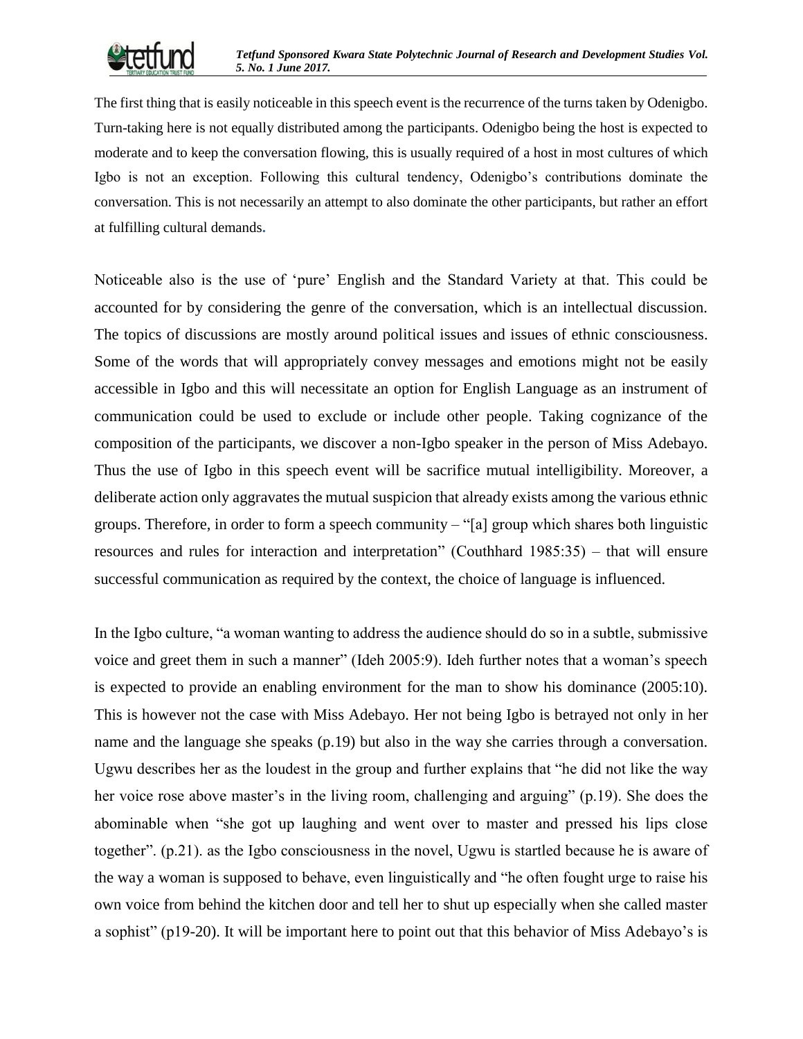The first thing that is easily noticeable in this speech event is the recurrence of the turns taken by Odenigbo. Turn-taking here is not equally distributed among the participants. Odenigbo being the host is expected to moderate and to keep the conversation flowing, this is usually required of a host in most cultures of which Igbo is not an exception. Following this cultural tendency, Odenigbo's contributions dominate the conversation. This is not necessarily an attempt to also dominate the other participants, but rather an effort at fulfilling cultural demands.

Noticeable also is the use of 'pure' English and the Standard Variety at that. This could be accounted for by considering the genre of the conversation, which is an intellectual discussion. The topics of discussions are mostly around political issues and issues of ethnic consciousness. Some of the words that will appropriately convey messages and emotions might not be easily accessible in Igbo and this will necessitate an option for English Language as an instrument of communication could be used to exclude or include other people. Taking cognizance of the composition of the participants, we discover a non-Igbo speaker in the person of Miss Adebayo. Thus the use of Igbo in this speech event will be sacrifice mutual intelligibility. Moreover, a deliberate action only aggravates the mutual suspicion that already exists among the various ethnic groups. Therefore, in order to form a speech community – "[a] group which shares both linguistic resources and rules for interaction and interpretation" (Couthhard 1985:35) – that will ensure successful communication as required by the context, the choice of language is influenced.

In the Igbo culture, "a woman wanting to address the audience should do so in a subtle, submissive voice and greet them in such a manner" (Ideh 2005:9). Ideh further notes that a woman's speech is expected to provide an enabling environment for the man to show his dominance (2005:10). This is however not the case with Miss Adebayo. Her not being Igbo is betrayed not only in her name and the language she speaks (p.19) but also in the way she carries through a conversation. Ugwu describes her as the loudest in the group and further explains that "he did not like the way her voice rose above master's in the living room, challenging and arguing" (p.19). She does the abominable when "she got up laughing and went over to master and pressed his lips close together". (p.21). as the Igbo consciousness in the novel, Ugwu is startled because he is aware of the way a woman is supposed to behave, even linguistically and "he often fought urge to raise his own voice from behind the kitchen door and tell her to shut up especially when she called master a sophist" (p19-20). It will be important here to point out that this behavior of Miss Adebayo's is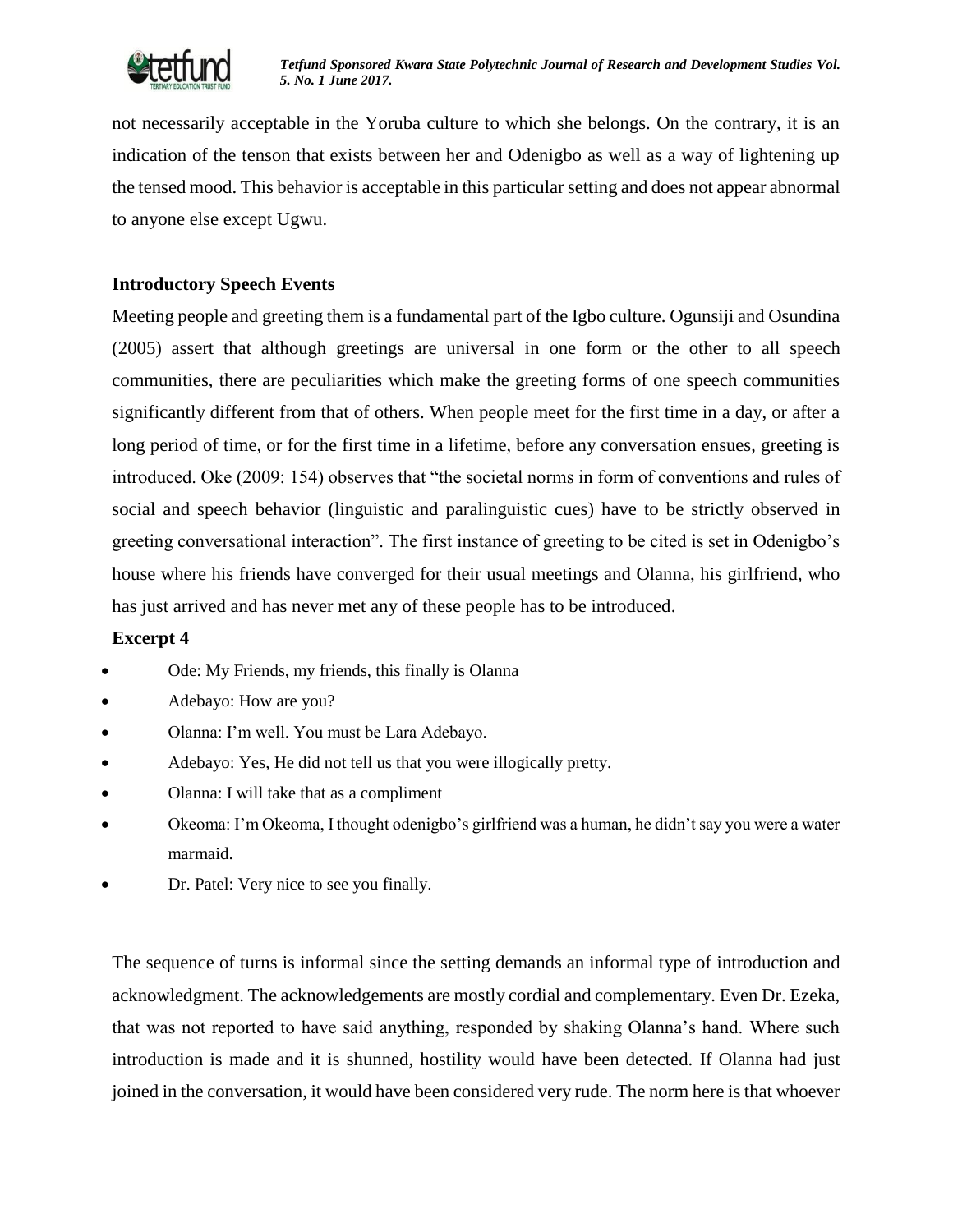not necessarily acceptable in the Yoruba culture to which she belongs. On the contrary, it is an indication of the tenson that exists between her and Odenigbo as well as a way of lightening up the tensed mood. This behavior is acceptable in this particular setting and does not appear abnormal to anyone else except Ugwu.

### Introductory Speech Events

Meeting people and greeting them is a fundamental part of the Igbo culture. Ogunsiji and Osundina (2005) assert that although greetings are universal in one form or the other to all speech communities, there are peculiarities which make the greeting forms of one speech communities significantly different from that of others. When people meet for the first time in a day, or after a long period of time, or for the first time in a lifetime, before any conversation ensues, greeting is introduced. Oke (2009: 154) observes that "the societal norms in form of conventions and rules of social and speech behavior (linguistic and paralinguistic cues) have to be strictly observed in greeting conversational interaction". The first instance of greeting to be cited is set in Odenigbo's house where his friends have converged for their usual meetings and Olanna, his girlfriend, who has just arrived and has never met any of these people has to be introduced.

**Excerpt 4**

- Ode: My Friends, my friends, this finally is Olanna
- Adebayo: How are you?
- Olanna: I'm well. You must be Lara Adebayo.
- Adebayo: Yes, He did not tell us that you were illogically pretty.
- Olanna: I will take that as a compliment
- Okeoma: I'm Okeoma, I thought odenigbo's girlfriend was a human, he didn't say you were a water marmaid.
- Dr. Patel: Very nice to see you finally.

The sequence of turns is informal since the setting demands an informal type of introduction and acknowledgment. The acknowledgements are mostly cordial and complementary. Even Dr. Ezeka, that was not reported to have said anything, responded by shaking Olanna's hand. Where such introduction is made and it is shunned, hostility would have been detected. If Olanna had just joined in the conversation, it would have been considered very rude. The norm here is that whoever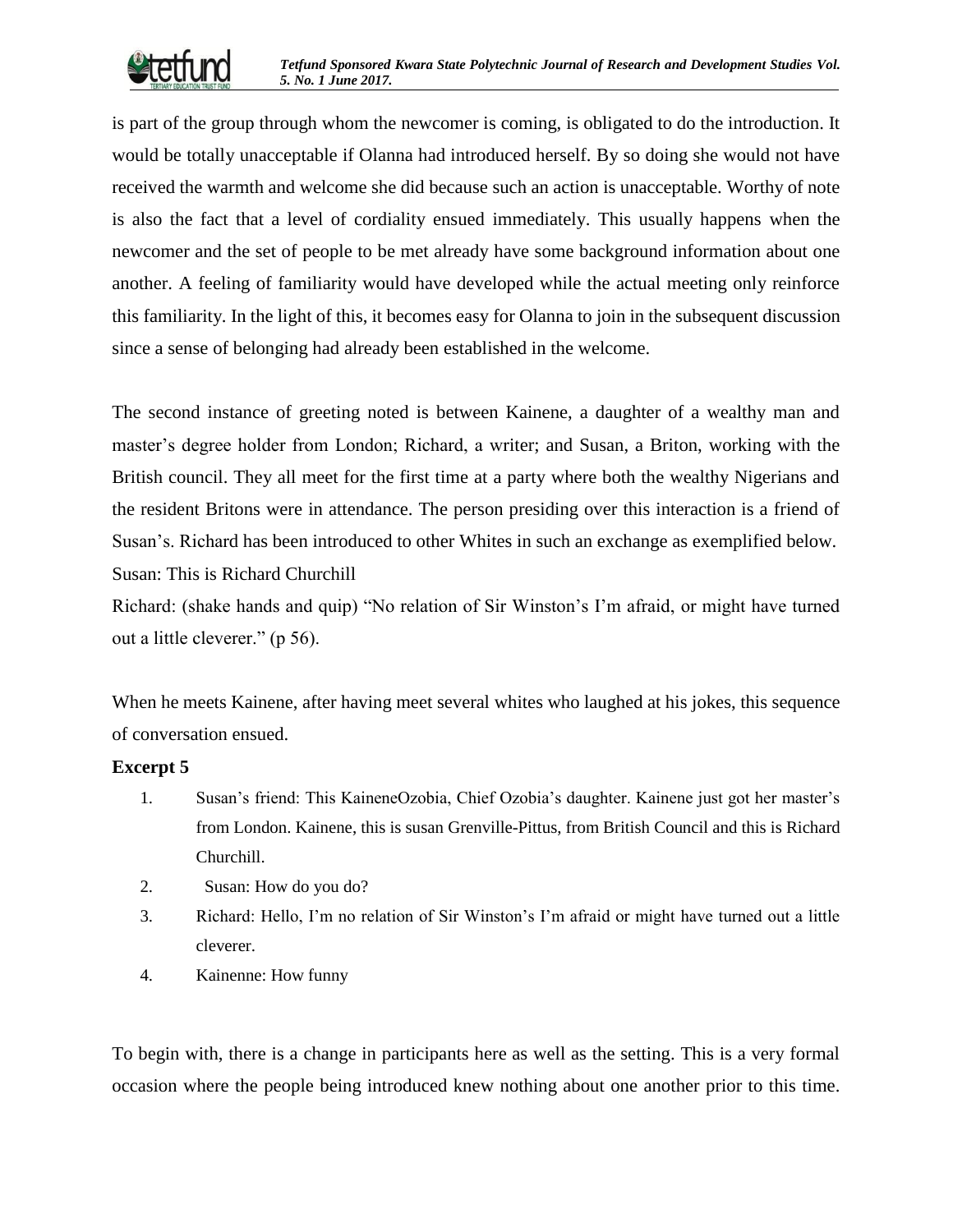is part of the group through whom the newcomer is coming, is obligated to do the introduction. It would be totally unacceptable if Olanna had introduced herself. By so doing she would not have received the warmth and welcome she did because such an action is unacceptable. Worthy of note is also the fact that a level of cordiality ensued immediately. This usually happens when the newcomer and the set of people to be met already have some background information about one another. A feeling of familiarity would have developed while the actual meeting only reinforce this familiarity. In the light of this, it becomes easy for Olanna to join in the subsequent discussion since a sense of belonging had already been established in the welcome.

The second instance of greeting noted is between Kainene, a daughter of a wealthy man and master's degree holder from London; Richard, a writer; and Susan, a Briton, working with the British council. They all meet for the first time at a party where both the wealthy Nigerians and the resident Britons were in attendance. The person presiding over this interaction is a friend of Susan's. Richard has been introduced to other Whites in such an exchange as exemplified below.

Susan: This is Richard Churchill

Richard: (shake hands and quip) "No relation of Sir Winston's I'm afraid, or might have turned out a little cleverer." (p 56).

When he meets Kainene, after having meet several whites who laughed at his jokes, this sequence of conversation ensued.

**Excerpt 5**

1. Susan's friend: This KaineneOzobia, Chief Ozobia's daughter. Kainene just got her master's from London. Kainene, this is susan Grenville-Pittus, from British Council and this is Richard Churchill.
2. Susan: How do you do?
3. Richard: Hello, I'm no relation of Sir Winston's I'm afraid or might have turned out a little cleverer.
4. Kainenne: How funny

To begin with, there is a change in participants here as well as the setting. This is a very formal occasion where the people being introduced knew nothing about one another prior to this time.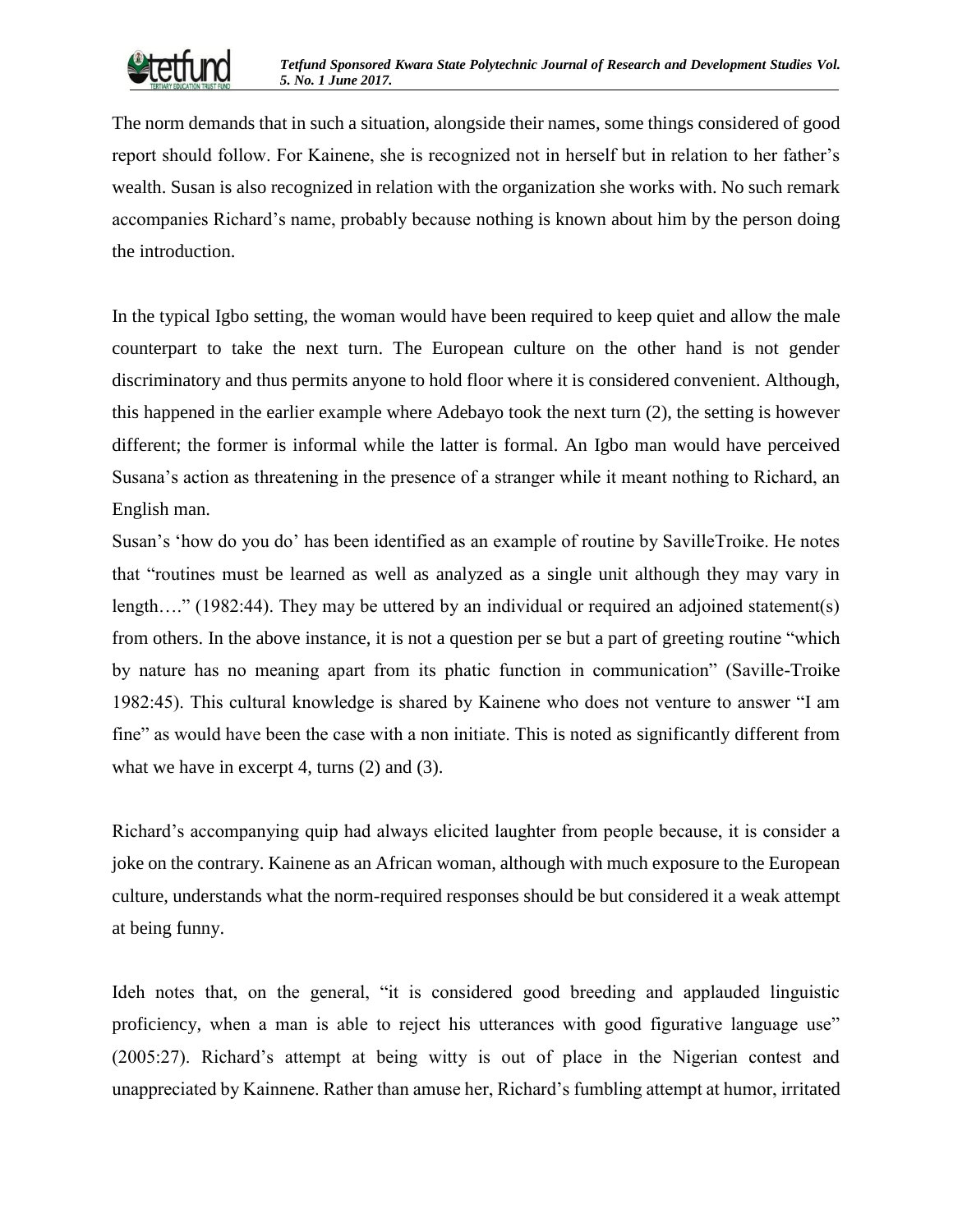The norm demands that in such a situation, alongside their names, some things considered of good report should follow. For Kainene, she is recognized not in herself but in relation to her father's wealth. Susan is also recognized in relation with the organization she works with. No such remark accompanies Richard's name, probably because nothing is known about him by the person doing the introduction.

In the typical Igbo setting, the woman would have been required to keep quiet and allow the male counterpart to take the next turn. The European culture on the other hand is not gender discriminatory and thus permits anyone to hold floor where it is considered convenient. Although, this happened in the earlier example where Adebayo took the next turn (2), the setting is however different; the former is informal while the latter is formal. An Igbo man would have perceived Susana's action as threatening in the presence of a stranger while it meant nothing to Richard, an English man.

Susan's 'how do you do' has been identified as an example of routine by SavilleTroike. He notes that "routines must be learned as well as analyzed as a single unit although they may vary in length…." (1982:44). They may be uttered by an individual or required an adjoined statement(s) from others. In the above instance, it is not a question per se but a part of greeting routine "which by nature has no meaning apart from its phatic function in communication" (Saville-Troike 1982:45). This cultural knowledge is shared by Kainene who does not venture to answer "I am fine" as would have been the case with a non initiate. This is noted as significantly different from what we have in excerpt 4, turns (2) and (3).

Richard's accompanying quip had always elicited laughter from people because, it is consider a joke on the contrary. Kainene as an African woman, although with much exposure to the European culture, understands what the norm-required responses should be but considered it a weak attempt at being funny.

Ideh notes that, on the general, "it is considered good breeding and applauded linguistic proficiency, when a man is able to reject his utterances with good figurative language use" (2005:27). Richard's attempt at being witty is out of place in the Nigerian contest and unappreciated by Kainnene. Rather than amuse her, Richard's fumbling attempt at humor, irritated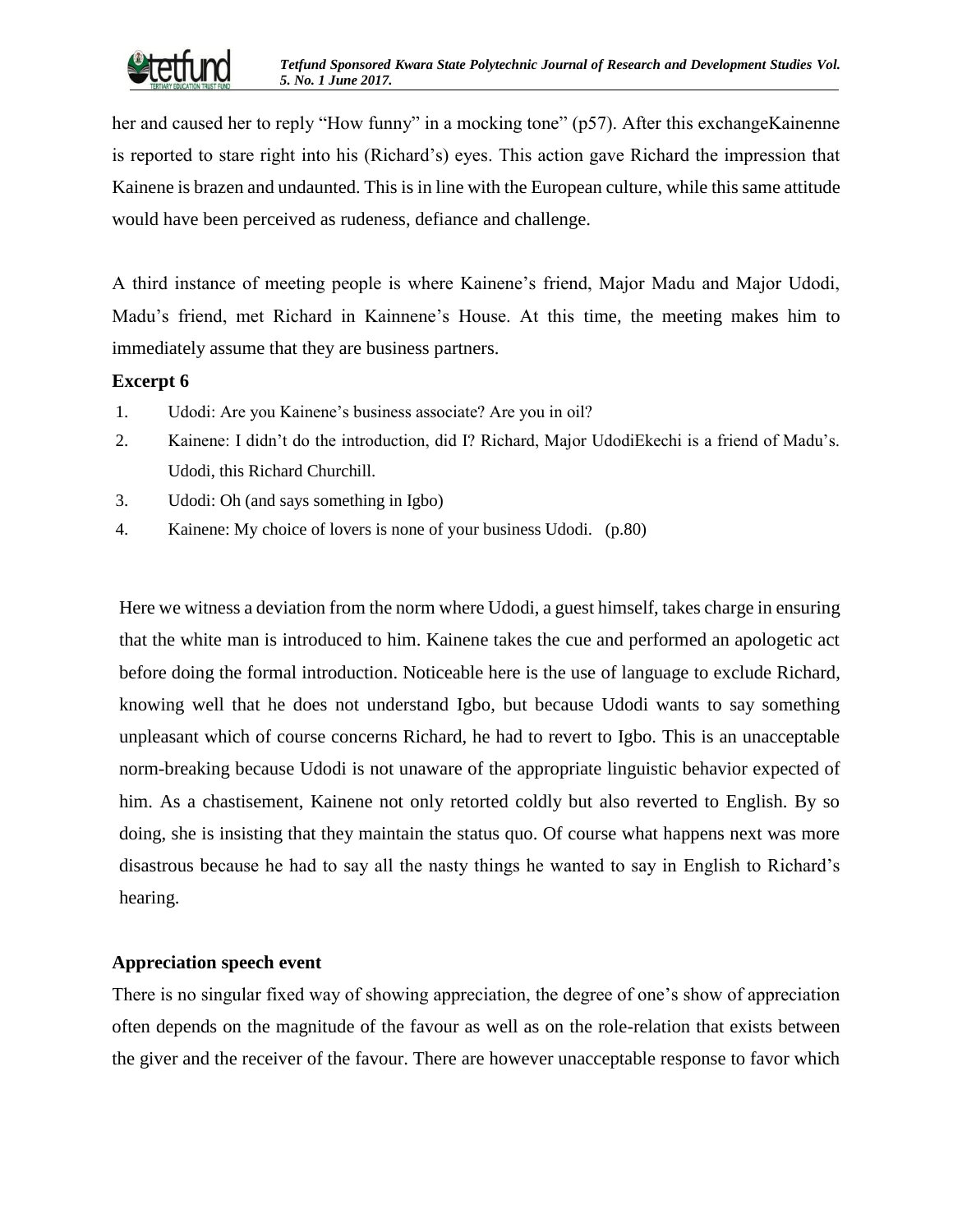her and caused her to reply "How funny" in a mocking tone" (p57). After this exchangeKainenne is reported to stare right into his (Richard's) eyes. This action gave Richard the impression that Kainene is brazen and undaunted. This is in line with the European culture, while this same attitude would have been perceived as rudeness, defiance and challenge.

A third instance of meeting people is where Kainene's friend, Major Madu and Major Udodi, Madu's friend, met Richard in Kainnene's House. At this time, the meeting makes him to immediately assume that they are business partners.

**Excerpt 6**

1. Udodi: Are you Kainene's business associate? Are you in oil?
2. Kainene: I didn't do the introduction, did I? Richard, Major UdodiEkechi is a friend of Madu's. Udodi, this Richard Churchill.
3. Udodi: Oh (and says something in Igbo)
4. Kainene: My choice of lovers is none of your business Udodi. (p.80)

Here we witness a deviation from the norm where Udodi, a guest himself, takes charge in ensuring that the white man is introduced to him. Kainene takes the cue and performed an apologetic act before doing the formal introduction. Noticeable here is the use of language to exclude Richard, knowing well that he does not understand Igbo, but because Udodi wants to say something unpleasant which of course concerns Richard, he had to revert to Igbo. This is an unacceptable norm-breaking because Udodi is not unaware of the appropriate linguistic behavior expected of him. As a chastisement, Kainene not only retorted coldly but also reverted to English. By so doing, she is insisting that they maintain the status quo. Of course what happens next was more disastrous because he had to say all the nasty things he wanted to say in English to Richard's hearing.

**Appreciation speech event**

There is no singular fixed way of showing appreciation, the degree of one's show of appreciation often depends on the magnitude of the favour as well as on the role-relation that exists between the giver and the receiver of the favour. There are however unacceptable response to favor which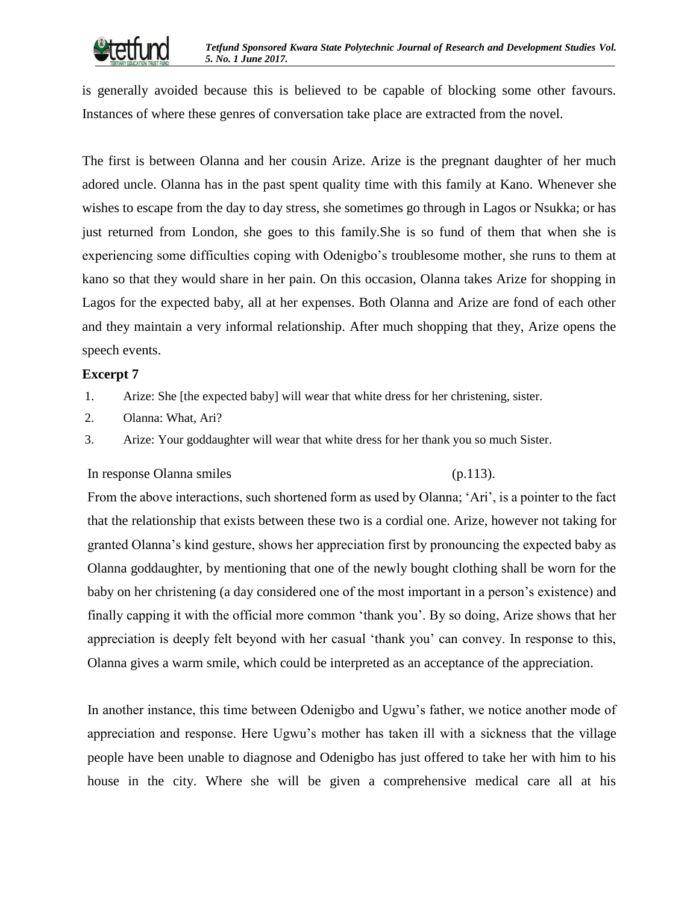is generally avoided because this is believed to be capable of blocking some other favours. Instances of where these genres of conversation take place are extracted from the novel.

The first is between Olanna and her cousin Arize. Arize is the pregnant daughter of her much adored uncle. Olanna has in the past spent quality time with this family at Kano. Whenever she wishes to escape from the day to day stress, she sometimes go through in Lagos or Nsukka; or has just returned from London, she goes to this family.She is so fund of them that when she is experiencing some difficulties coping with Odenigbo's troublesome mother, she runs to them at kano so that they would share in her pain. On this occasion, Olanna takes Arize for shopping in Lagos for the expected baby, all at her expenses. Both Olanna and Arize are fond of each other and they maintain a very informal relationship. After much shopping that they, Arize opens the speech events.

**Excerpt 7**

1. Arize: She [the expected baby] will wear that white dress for her christening, sister.
2. Olanna: What, Ari?
3. Arize: Your goddaughter will wear that white dress for her thank you so much Sister.

In response Olanna smiles (p.113).

From the above interactions, such shortened form as used by Olanna; 'Ari', is a pointer to the fact that the relationship that exists between these two is a cordial one. Arize, however not taking for granted Olanna's kind gesture, shows her appreciation first by pronouncing the expected baby as Olanna goddaughter, by mentioning that one of the newly bought clothing shall be worn for the baby on her christening (a day considered one of the most important in a person's existence) and finally capping it with the official more common 'thank you'. By so doing, Arize shows that her appreciation is deeply felt beyond with her casual 'thank you' can convey. In response to this, Olanna gives a warm smile, which could be interpreted as an acceptance of the appreciation.

In another instance, this time between Odenigbo and Ugwu's father, we notice another mode of appreciation and response. Here Ugwu's mother has taken ill with a sickness that the village people have been unable to diagnose and Odenigbo has just offered to take her with him to his house in the city. Where she will be given a comprehensive medical care all at his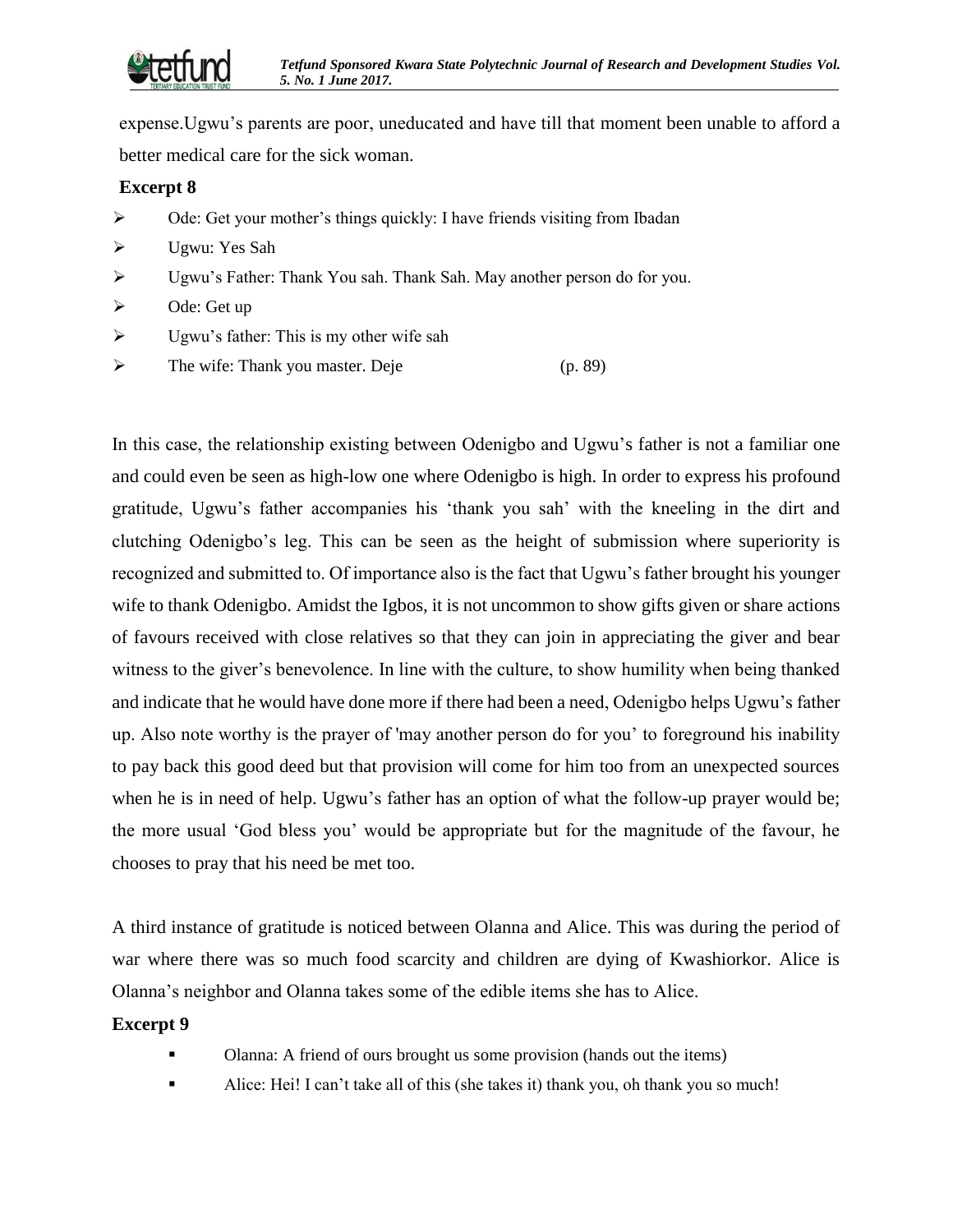expense.Ugwu's parents are poor, uneducated and have till that moment been unable to afford a better medical care for the sick woman.

**Excerpt 8**

- Ode: Get your mother's things quickly: I have friends visiting from Ibadan
- Ugwu: Yes Sah
- Ugwu's Father: Thank You sah. Thank Sah. May another person do for you.
- Ode: Get up
- Ugwu's father: This is my other wife sah
- The wife: Thank you master. Deje (p. 89)

In this case, the relationship existing between Odenigbo and Ugwu's father is not a familiar one and could even be seen as high-low one where Odenigbo is high. In order to express his profound gratitude, Ugwu's father accompanies his 'thank you sah' with the kneeling in the dirt and clutching Odenigbo's leg. This can be seen as the height of submission where superiority is recognized and submitted to. Of importance also is the fact that Ugwu's father brought his younger wife to thank Odenigbo. Amidst the Igbos, it is not uncommon to show gifts given or share actions of favours received with close relatives so that they can join in appreciating the giver and bear witness to the giver's benevolence. In line with the culture, to show humility when being thanked and indicate that he would have done more if there had been a need, Odenigbo helps Ugwu's father up. Also note worthy is the prayer of 'may another person do for you' to foreground his inability to pay back this good deed but that provision will come for him too from an unexpected sources when he is in need of help. Ugwu's father has an option of what the follow-up prayer would be; the more usual 'God bless you' would be appropriate but for the magnitude of the favour, he chooses to pray that his need be met too.

A third instance of gratitude is noticed between Olanna and Alice. This was during the period of war where there was so much food scarcity and children are dying of Kwashiorkor. Alice is Olanna's neighbor and Olanna takes some of the edible items she has to Alice.

**Excerpt 9**

- Olanna: A friend of ours brought us some provision (hands out the items)
- Alice: Hei! I can't take all of this (she takes it) thank you, oh thank you so much!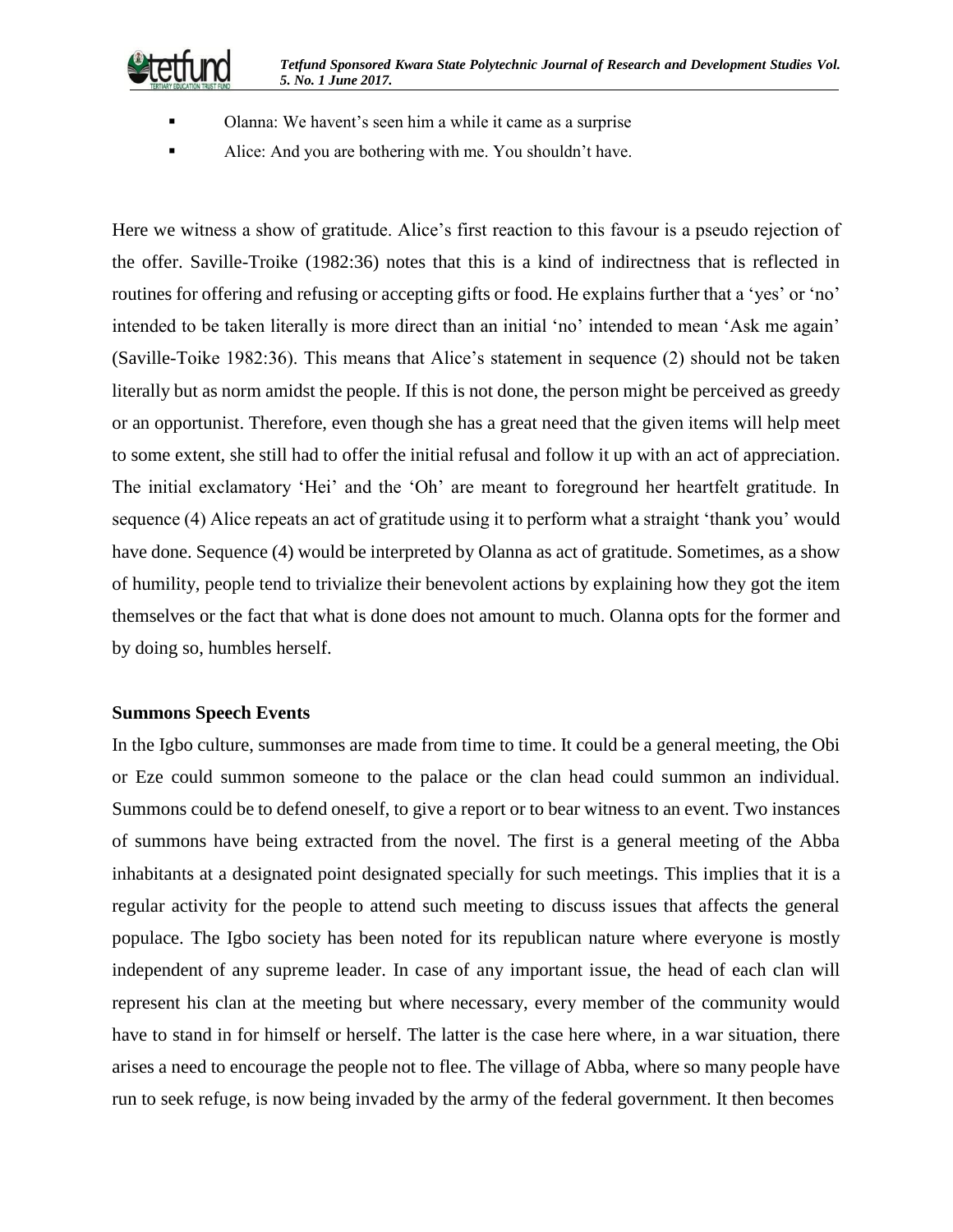- Olanna: We havent's seen him a while it came as a surprise
- Alice: And you are bothering with me. You shouldn't have.

Here we witness a show of gratitude. Alice's first reaction to this favour is a pseudo rejection of the offer. Saville-Troike (1982:36) notes that this is a kind of indirectness that is reflected in routines for offering and refusing or accepting gifts or food. He explains further that a 'yes' or 'no' intended to be taken literally is more direct than an initial 'no' intended to mean 'Ask me again' (Saville-Toike 1982:36). This means that Alice's statement in sequence (2) should not be taken literally but as norm amidst the people. If this is not done, the person might be perceived as greedy or an opportunist. Therefore, even though she has a great need that the given items will help meet to some extent, she still had to offer the initial refusal and follow it up with an act of appreciation. The initial exclamatory 'Hei' and the 'Oh' are meant to foreground her heartfelt gratitude. In sequence (4) Alice repeats an act of gratitude using it to perform what a straight 'thank you' would have done. Sequence (4) would be interpreted by Olanna as act of gratitude. Sometimes, as a show of humility, people tend to trivialize their benevolent actions by explaining how they got the item themselves or the fact that what is done does not amount to much. Olanna opts for the former and by doing so, humbles herself.

**Summons Speech Events**

In the Igbo culture, summonses are made from time to time. It could be a general meeting, the Obi or Eze could summon someone to the palace or the clan head could summon an individual. Summons could be to defend oneself, to give a report or to bear witness to an event. Two instances of summons have being extracted from the novel. The first is a general meeting of the Abba inhabitants at a designated point designated specially for such meetings. This implies that it is a regular activity for the people to attend such meeting to discuss issues that affects the general populace. The Igbo society has been noted for its republican nature where everyone is mostly independent of any supreme leader. In case of any important issue, the head of each clan will represent his clan at the meeting but where necessary, every member of the community would have to stand in for himself or herself. The latter is the case here where, in a war situation, there arises a need to encourage the people not to flee. The village of Abba, where so many people have run to seek refuge, is now being invaded by the army of the federal government. It then becomes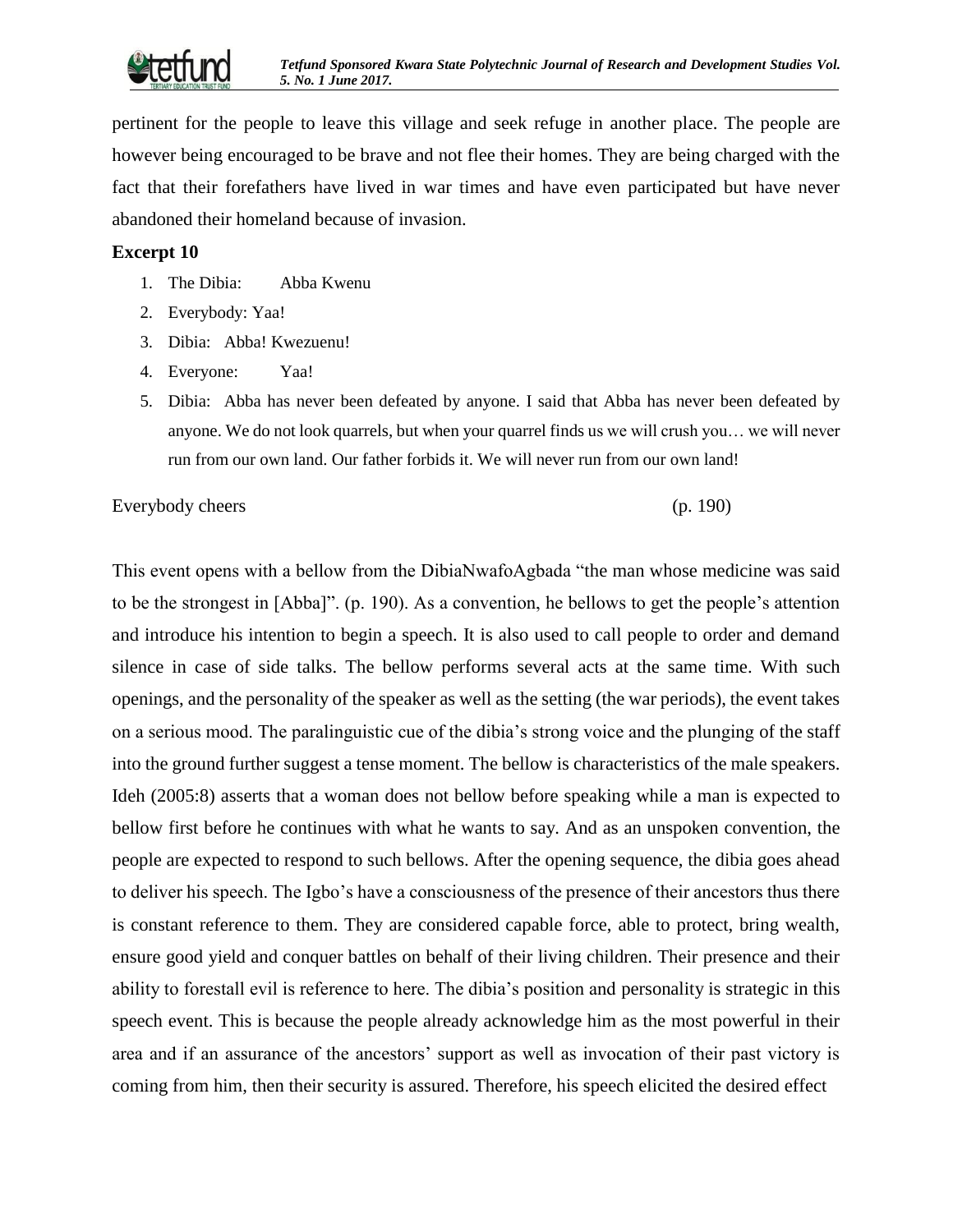pertinent for the people to leave this village and seek refuge in another place. The people are however being encouraged to be brave and not flee their homes. They are being charged with the fact that their forefathers have lived in war times and have even participated but have never abandoned their homeland because of invasion.

**Excerpt 10**

1. The Dibia: Abba Kwenu
2. Everybody: Yaa!
3. Dibia: Abba! Kwezuenu!
4. Everyone: Yaa!
5. Dibia: Abba has never been defeated by anyone. I said that Abba has never been defeated by anyone. We do not look quarrels, but when your quarrel finds us we will crush you… we will never run from our own land. Our father forbids it. We will never run from our own land!

Everybody cheers (p. 190)

This event opens with a bellow from the DibiaNwafoAgbada "the man whose medicine was said to be the strongest in [Abba]". (p. 190). As a convention, he bellows to get the people's attention and introduce his intention to begin a speech. It is also used to call people to order and demand silence in case of side talks. The bellow performs several acts at the same time. With such openings, and the personality of the speaker as well as the setting (the war periods), the event takes on a serious mood. The paralinguistic cue of the dibia's strong voice and the plunging of the staff into the ground further suggest a tense moment. The bellow is characteristics of the male speakers. Ideh (2005:8) asserts that a woman does not bellow before speaking while a man is expected to bellow first before he continues with what he wants to say. And as an unspoken convention, the people are expected to respond to such bellows. After the opening sequence, the dibia goes ahead to deliver his speech. The Igbo's have a consciousness of the presence of their ancestors thus there is constant reference to them. They are considered capable force, able to protect, bring wealth, ensure good yield and conquer battles on behalf of their living children. Their presence and their ability to forestall evil is reference to here. The dibia's position and personality is strategic in this speech event. This is because the people already acknowledge him as the most powerful in their area and if an assurance of the ancestors' support as well as invocation of their past victory is coming from him, then their security is assured. Therefore, his speech elicited the desired effect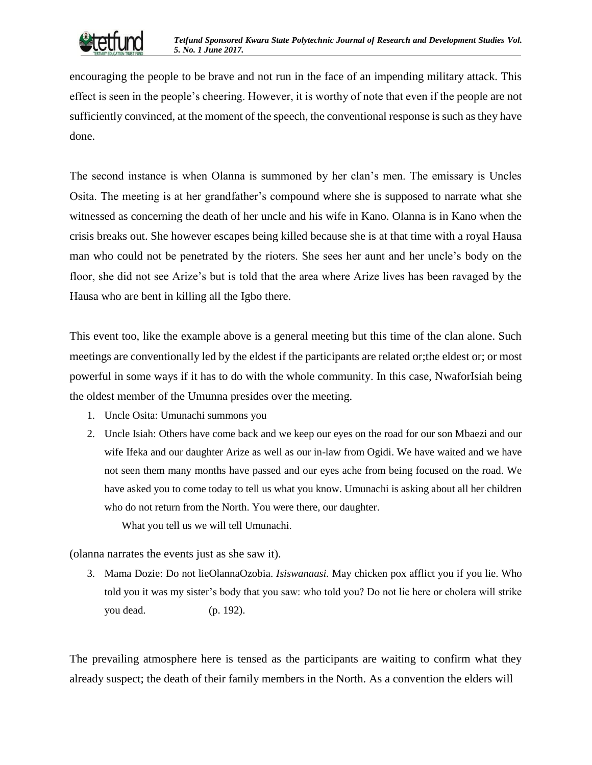encouraging the people to be brave and not run in the face of an impending military attack. This effect is seen in the people's cheering. However, it is worthy of note that even if the people are not sufficiently convinced, at the moment of the speech, the conventional response is such as they have done.

The second instance is when Olanna is summoned by her clan's men. The emissary is Uncles Osita. The meeting is at her grandfather's compound where she is supposed to narrate what she witnessed as concerning the death of her uncle and his wife in Kano. Olanna is in Kano when the crisis breaks out. She however escapes being killed because she is at that time with a royal Hausa man who could not be penetrated by the rioters. She sees her aunt and her uncle's body on the floor, she did not see Arize's but is told that the area where Arize lives has been ravaged by the Hausa who are bent in killing all the Igbo there.

This event too, like the example above is a general meeting but this time of the clan alone. Such meetings are conventionally led by the eldest if the participants are related or;the eldest or; or most powerful in some ways if it has to do with the whole community. In this case, NwaforIsiah being the oldest member of the Umunna presides over the meeting.

1. Uncle Osita: Umunachi summons you
2. Uncle Isiah: Others have come back and we keep our eyes on the road for our son Mbaezi and our wife Ifeka and our daughter Arize as well as our in-law from Ogidi. We have waited and we have not seen them many months have passed and our eyes ache from being focused on the road. We have asked you to come today to tell us what you know. Umunachi is asking about all her children who do not return from the North. You were there, our daughter.

   What you tell us we will tell Umunachi.

(olanna narrates the events just as she saw it).

3. Mama Dozie: Do not lieOlannaOzobia. *Isiswanaasi.* May chicken pox afflict you if you lie. Who told you it was my sister's body that you saw: who told you? Do not lie here or cholera will strike you dead. (p. 192).

The prevailing atmosphere here is tensed as the participants are waiting to confirm what they already suspect; the death of their family members in the North. As a convention the elders will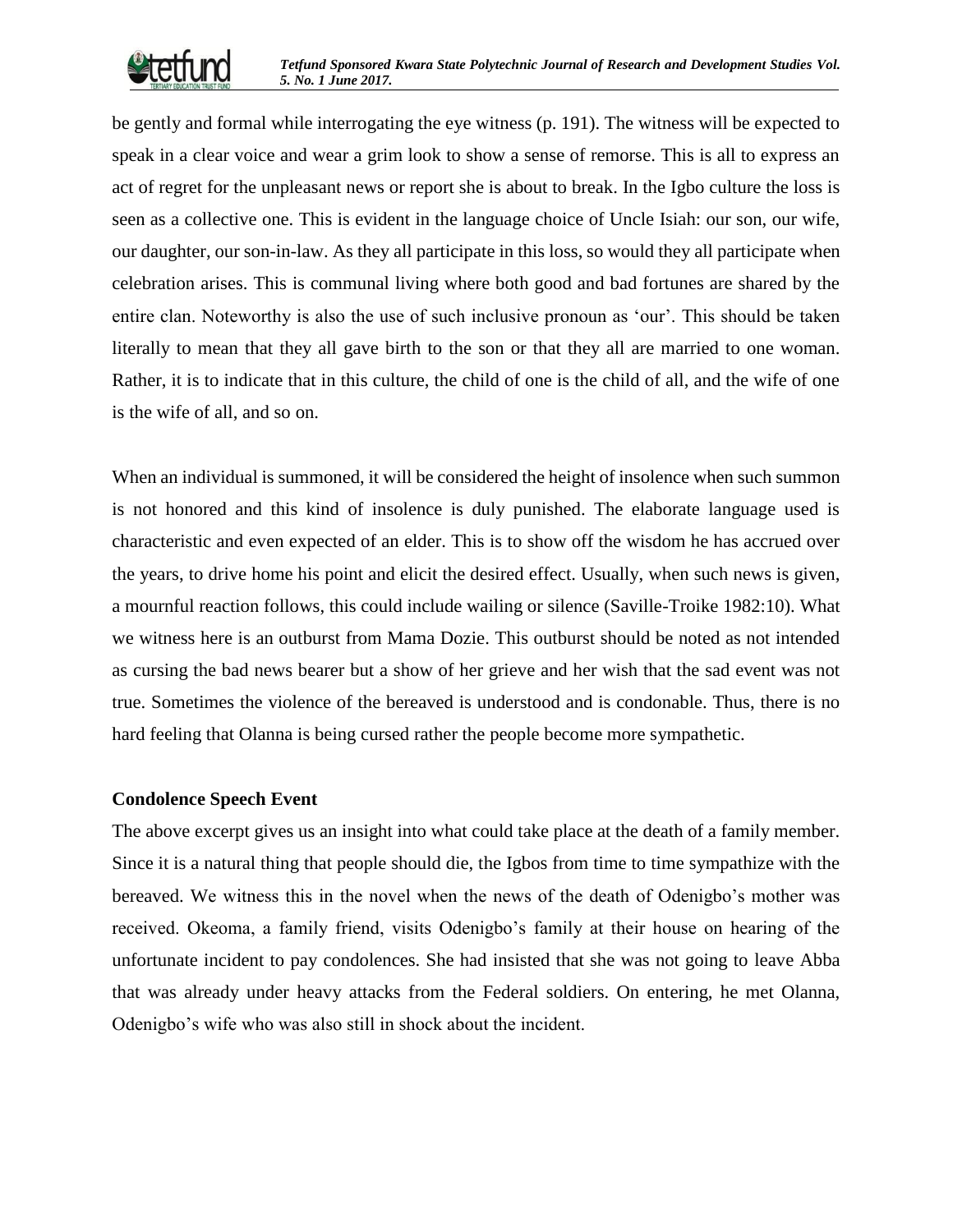be gently and formal while interrogating the eye witness (p. 191). The witness will be expected to speak in a clear voice and wear a grim look to show a sense of remorse. This is all to express an act of regret for the unpleasant news or report she is about to break. In the Igbo culture the loss is seen as a collective one. This is evident in the language choice of Uncle Isiah: our son, our wife, our daughter, our son-in-law. As they all participate in this loss, so would they all participate when celebration arises. This is communal living where both good and bad fortunes are shared by the entire clan. Noteworthy is also the use of such inclusive pronoun as 'our'. This should be taken literally to mean that they all gave birth to the son or that they all are married to one woman. Rather, it is to indicate that in this culture, the child of one is the child of all, and the wife of one is the wife of all, and so on.

When an individual is summoned, it will be considered the height of insolence when such summon is not honored and this kind of insolence is duly punished. The elaborate language used is characteristic and even expected of an elder. This is to show off the wisdom he has accrued over the years, to drive home his point and elicit the desired effect. Usually, when such news is given, a mournful reaction follows, this could include wailing or silence (Saville-Troike 1982:10). What we witness here is an outburst from Mama Dozie. This outburst should be noted as not intended as cursing the bad news bearer but a show of her grieve and her wish that the sad event was not true. Sometimes the violence of the bereaved is understood and is condonable. Thus, there is no hard feeling that Olanna is being cursed rather the people become more sympathetic.

**Condolence Speech Event**

The above excerpt gives us an insight into what could take place at the death of a family member. Since it is a natural thing that people should die, the Igbos from time to time sympathize with the bereaved. We witness this in the novel when the news of the death of Odenigbo's mother was received. Okeoma, a family friend, visits Odenigbo's family at their house on hearing of the unfortunate incident to pay condolences. She had insisted that she was not going to leave Abba that was already under heavy attacks from the Federal soldiers. On entering, he met Olanna, Odenigbo's wife who was also still in shock about the incident.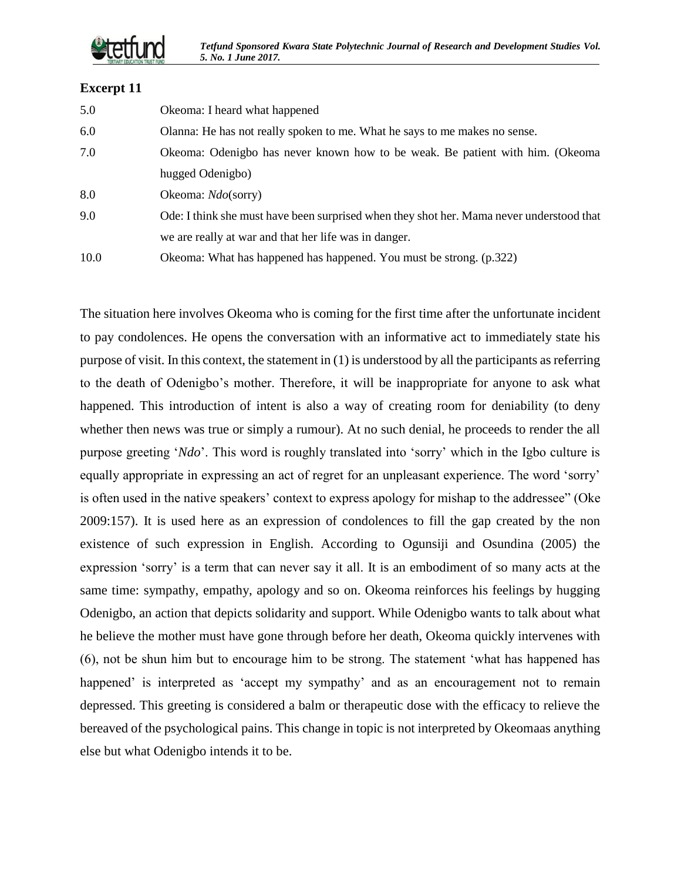## Excerpt 11

| | |
|---|---|
| 5.0 | Okeoma: I heard what happened |
| 6.0 | Olanna: He has not really spoken to me. What he says to me makes no sense. |
| 7.0 | Okeoma: Odenigbo has never known how to be weak. Be patient with him. (Okeoma hugged Odenigbo) |
| 8.0 | Okeoma: *Ndo*(sorry) |
| 9.0 | Ode: I think she must have been surprised when they shot her. Mama never understood that we are really at war and that her life was in danger. |
| 10.0 | Okeoma: What has happened has happened. You must be strong. (p.322) |

The situation here involves Okeoma who is coming for the first time after the unfortunate incident to pay condolences. He opens the conversation with an informative act to immediately state his purpose of visit. In this context, the statement in (1) is understood by all the participants as referring to the death of Odenigbo's mother. Therefore, it will be inappropriate for anyone to ask what happened. This introduction of intent is also a way of creating room for deniability (to deny whether then news was true or simply a rumour). At no such denial, he proceeds to render the all purpose greeting '*Ndo*'. This word is roughly translated into 'sorry' which in the Igbo culture is equally appropriate in expressing an act of regret for an unpleasant experience. The word 'sorry' is often used in the native speakers' context to express apology for mishap to the addressee" (Oke 2009:157). It is used here as an expression of condolences to fill the gap created by the non existence of such expression in English. According to Ogunsiji and Osundina (2005) the expression 'sorry' is a term that can never say it all. It is an embodiment of so many acts at the same time: sympathy, empathy, apology and so on. Okeoma reinforces his feelings by hugging Odenigbo, an action that depicts solidarity and support. While Odenigbo wants to talk about what he believe the mother must have gone through before her death, Okeoma quickly intervenes with (6), not be shun him but to encourage him to be strong. The statement 'what has happened has happened' is interpreted as 'accept my sympathy' and as an encouragement not to remain depressed. This greeting is considered a balm or therapeutic dose with the efficacy to relieve the bereaved of the psychological pains. This change in topic is not interpreted by Okeomaas anything else but what Odenigbo intends it to be.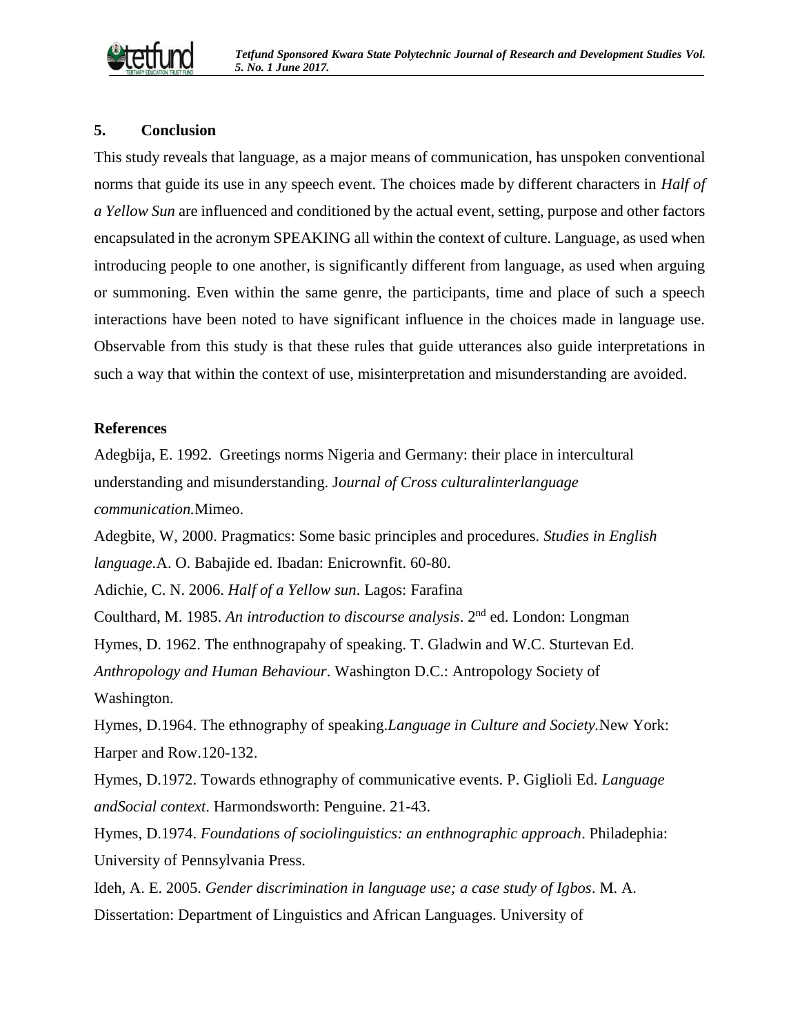## 5. Conclusion

This study reveals that language, as a major means of communication, has unspoken conventional norms that guide its use in any speech event. The choices made by different characters in *Half of a Yellow Sun* are influenced and conditioned by the actual event, setting, purpose and other factors encapsulated in the acronym SPEAKING all within the context of culture. Language, as used when introducing people to one another, is significantly different from language, as used when arguing or summoning. Even within the same genre, the participants, time and place of such a speech interactions have been noted to have significant influence in the choices made in language use. Observable from this study is that these rules that guide utterances also guide interpretations in such a way that within the context of use, misinterpretation and misunderstanding are avoided.

## References

Adegbija, E. 1992. Greetings norms Nigeria and Germany: their place in intercultural understanding and misunderstanding. J*ournal of Cross culturalinterlanguage communication.*Mimeo.

Adegbite, W, 2000. Pragmatics: Some basic principles and procedures. *Studies in English language*.A. O. Babajide ed. Ibadan: Enicrownfit. 60-80.

Adichie, C. N. 2006. *Half of a Yellow sun*. Lagos: Farafina

Coulthard, M. 1985. *An introduction to discourse analysis*. 2nd ed. London: Longman

Hymes, D. 1962. The enthnograpahy of speaking. T. Gladwin and W.C. Sturtevan Ed. *Anthropology and Human Behaviour*. Washington D.C.: Antropology Society of Washington.

Hymes, D.1964. The ethnography of speaking.*Language in Culture and Society.*New York: Harper and Row.120-132.

Hymes, D.1972. Towards ethnography of communicative events. P. Giglioli Ed. *Language andSocial context*. Harmondsworth: Penguine. 21-43.

Hymes, D.1974. *Foundations of sociolinguistics: an enthnographic approach*. Philadephia: University of Pennsylvania Press.

Ideh, A. E. 2005. *Gender discrimination in language use; a case study of Igbos*. M. A. Dissertation: Department of Linguistics and African Languages. University of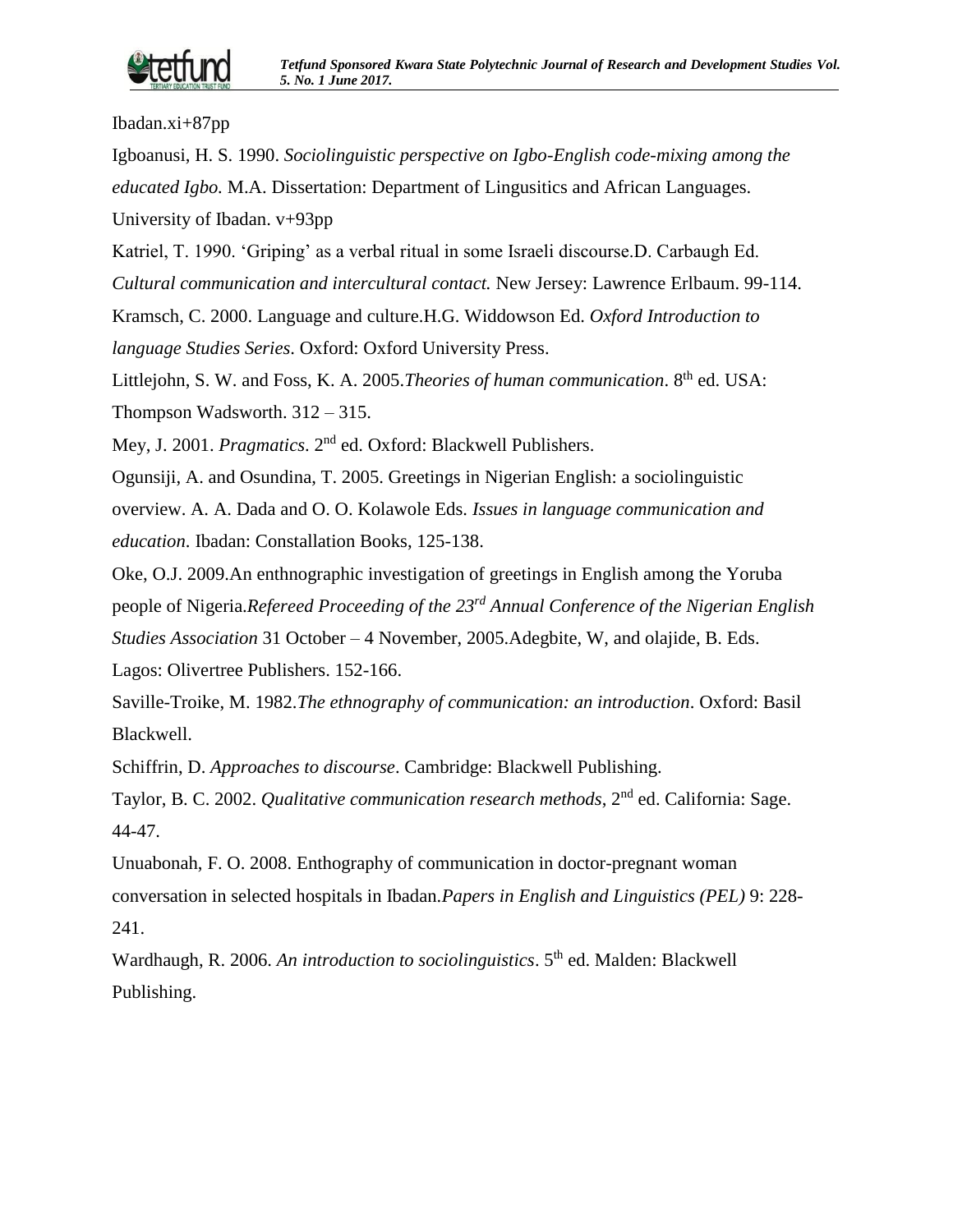Ibadan.xi+87pp

Igboanusi, H. S. 1990. *Sociolinguistic perspective on Igbo-English code-mixing among the educated Igbo.* M.A. Dissertation: Department of Lingusitics and African Languages. University of Ibadan. v+93pp

Katriel, T. 1990. 'Griping' as a verbal ritual in some Israeli discourse.D. Carbaugh Ed. *Cultural communication and intercultural contact.* New Jersey: Lawrence Erlbaum. 99-114.

Kramsch, C. 2000. Language and culture.H.G. Widdowson Ed. *Oxford Introduction to language Studies Series*. Oxford: Oxford University Press.

Littlejohn, S. W. and Foss, K. A. 2005.*Theories of human communication*. 8th ed. USA: Thompson Wadsworth. 312 – 315.

Mey, J. 2001. *Pragmatics*. 2nd ed. Oxford: Blackwell Publishers.

Ogunsiji, A. and Osundina, T. 2005. Greetings in Nigerian English: a sociolinguistic overview. A. A. Dada and O. O. Kolawole Eds. *Issues in language communication and education.* Ibadan: Constallation Books, 125-138.

Oke, O.J. 2009.An enthnographic investigation of greetings in English among the Yoruba people of Nigeria.*Refereed Proceeding of the 23rd Annual Conference of the Nigerian English Studies Association* 31 October – 4 November, 2005.Adegbite, W, and olajide, B. Eds. Lagos: Olivertree Publishers. 152-166.

Saville-Troike, M. 1982.*The ethnography of communication: an introduction*. Oxford: Basil Blackwell.

Schiffrin, D. *Approaches to discourse*. Cambridge: Blackwell Publishing.

Taylor, B. C. 2002. *Qualitative communication research methods*, 2nd ed. California: Sage. 44-47.

Unuabonah, F. O. 2008. Enthography of communication in doctor-pregnant woman conversation in selected hospitals in Ibadan.*Papers in English and Linguistics (PEL)* 9: 228-241.

Wardhaugh, R. 2006. *An introduction to sociolinguistics*. 5th ed. Malden: Blackwell Publishing.